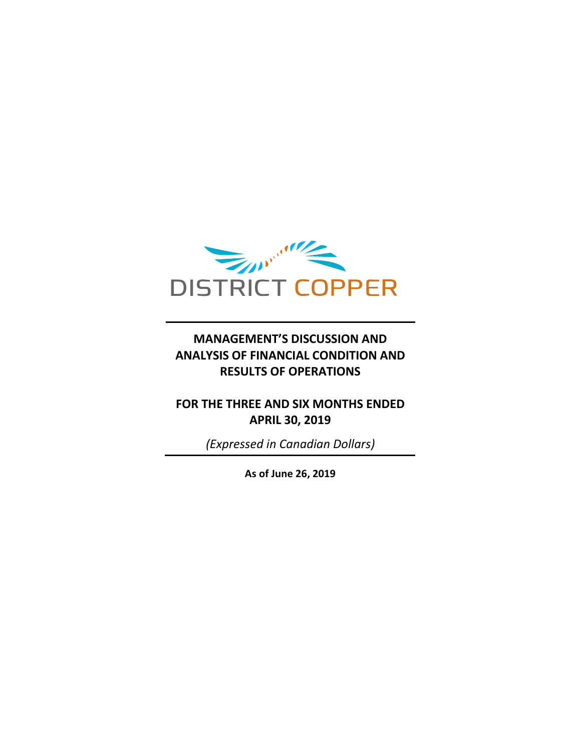DISTRICT COPPER

# MANAGEMENT'S DISCUSSION AND ANALYSIS OF FINANCIAL CONDITION AND RESULTS OF OPERATIONS

## FOR THE THREE AND SIX MONTHS ENDED APRIL 30, 2019

*(Expressed in Canadian Dollars)*

**As of June 26, 2019**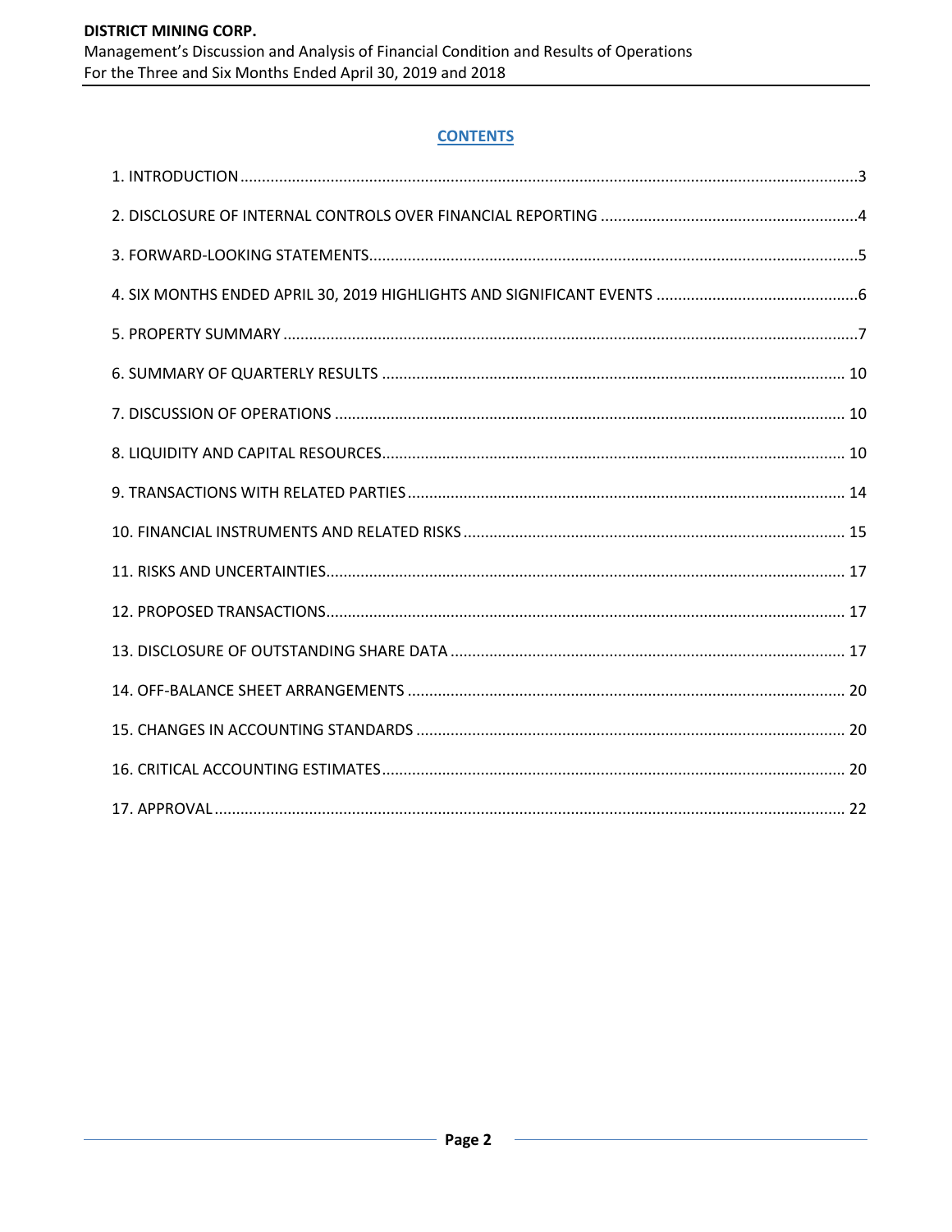## CONTENTS

1. INTRODUCTION .....3
2. DISCLOSURE OF INTERNAL CONTROLS OVER FINANCIAL REPORTING .....4
3. FORWARD-LOOKING STATEMENTS.....5
4. SIX MONTHS ENDED APRIL 30, 2019 HIGHLIGHTS AND SIGNIFICANT EVENTS .....6
5. PROPERTY SUMMARY .....7
6. SUMMARY OF QUARTERLY RESULTS ..... 10
7. DISCUSSION OF OPERATIONS ..... 10
8. LIQUIDITY AND CAPITAL RESOURCES..... 10
9. TRANSACTIONS WITH RELATED PARTIES..... 14
10. FINANCIAL INSTRUMENTS AND RELATED RISKS ..... 15
11. RISKS AND UNCERTAINTIES..... 17
12. PROPOSED TRANSACTIONS..... 17
13. DISCLOSURE OF OUTSTANDING SHARE DATA ..... 17
14. OFF-BALANCE SHEET ARRANGEMENTS ..... 20
15. CHANGES IN ACCOUNTING STANDARDS ..... 20
16. CRITICAL ACCOUNTING ESTIMATES..... 20
17. APPROVAL..... 22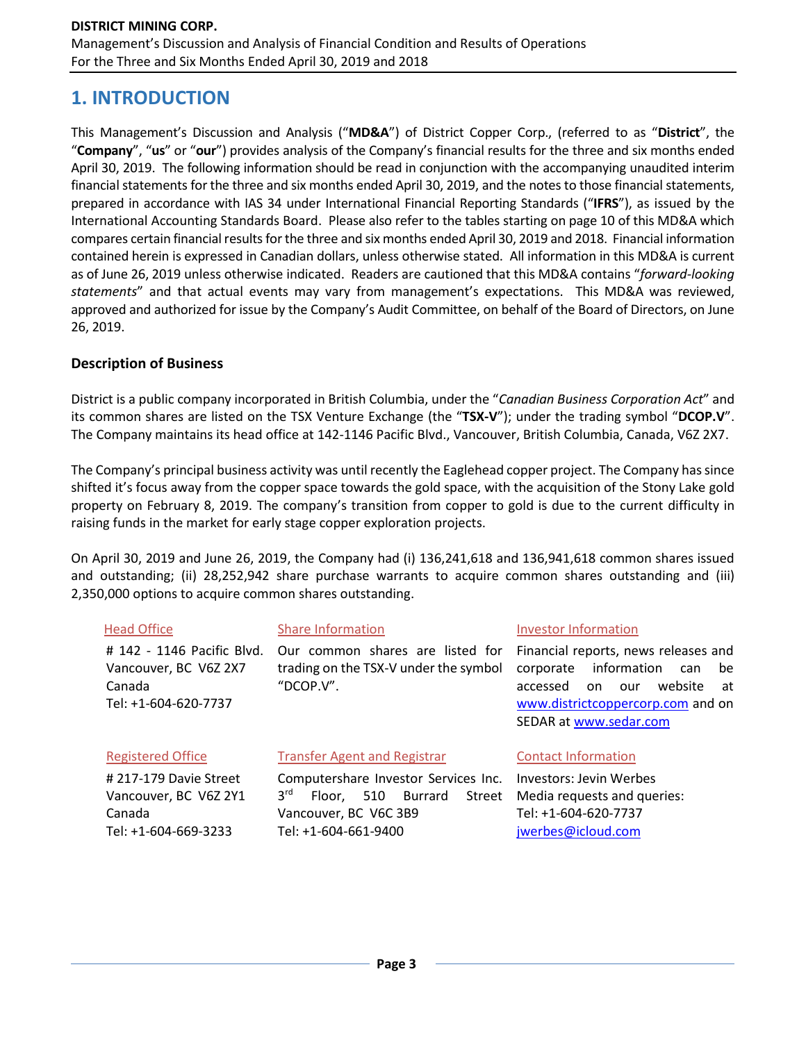# 1. INTRODUCTION

This Management's Discussion and Analysis ("**MD&A**") of District Copper Corp., (referred to as "**District**", the "**Company**", "**us**" or "**our**") provides analysis of the Company's financial results for the three and six months ended April 30, 2019. The following information should be read in conjunction with the accompanying unaudited interim financial statements for the three and six months ended April 30, 2019, and the notes to those financial statements, prepared in accordance with IAS 34 under International Financial Reporting Standards ("**IFRS**"), as issued by the International Accounting Standards Board. Please also refer to the tables starting on page 10 of this MD&A which compares certain financial results for the three and six months ended April 30, 2019 and 2018. Financial information contained herein is expressed in Canadian dollars, unless otherwise stated. All information in this MD&A is current as of June 26, 2019 unless otherwise indicated. Readers are cautioned that this MD&A contains "*forward-looking statements*" and that actual events may vary from management's expectations. This MD&A was reviewed, approved and authorized for issue by the Company's Audit Committee, on behalf of the Board of Directors, on June 26, 2019.

### Description of Business

District is a public company incorporated in British Columbia, under the "*Canadian Business Corporation Act*" and its common shares are listed on the TSX Venture Exchange (the "**TSX-V**"); under the trading symbol "**DCOP.V**". The Company maintains its head office at 142-1146 Pacific Blvd., Vancouver, British Columbia, Canada, V6Z 2X7.

The Company's principal business activity was until recently the Eaglehead copper project. The Company has since shifted it's focus away from the copper space towards the gold space, with the acquisition of the Stony Lake gold property on February 8, 2019. The company's transition from copper to gold is due to the current difficulty in raising funds in the market for early stage copper exploration projects.

On April 30, 2019 and June 26, 2019, the Company had (i) 136,241,618 and 136,941,618 common shares issued and outstanding; (ii) 28,252,942 share purchase warrants to acquire common shares outstanding and (iii) 2,350,000 options to acquire common shares outstanding.

**Head Office**

\# 142 - 1146 Pacific Blvd.
Vancouver, BC V6Z 2X7
Canada
Tel: +1-604-620-7737

**Share Information**

Our common shares are listed for trading on the TSX-V under the symbol "DCOP.V".

**Investor Information**

Financial reports, news releases and corporate information can be accessed on our website at www.districtcoppercorp.com and on SEDAR at www.sedar.com

**Registered Office**

\# 217-179 Davie Street
Vancouver, BC V6Z 2Y1
Canada
Tel: +1-604-669-3233

**Transfer Agent and Registrar**

Computershare Investor Services Inc.
3rd Floor, 510 Burrard Street
Vancouver, BC V6C 3B9
Tel: +1-604-661-9400

**Contact Information**

Investors: Jevin Werbes
Media requests and queries:
Tel: +1-604-620-7737
jwerbes@icloud.com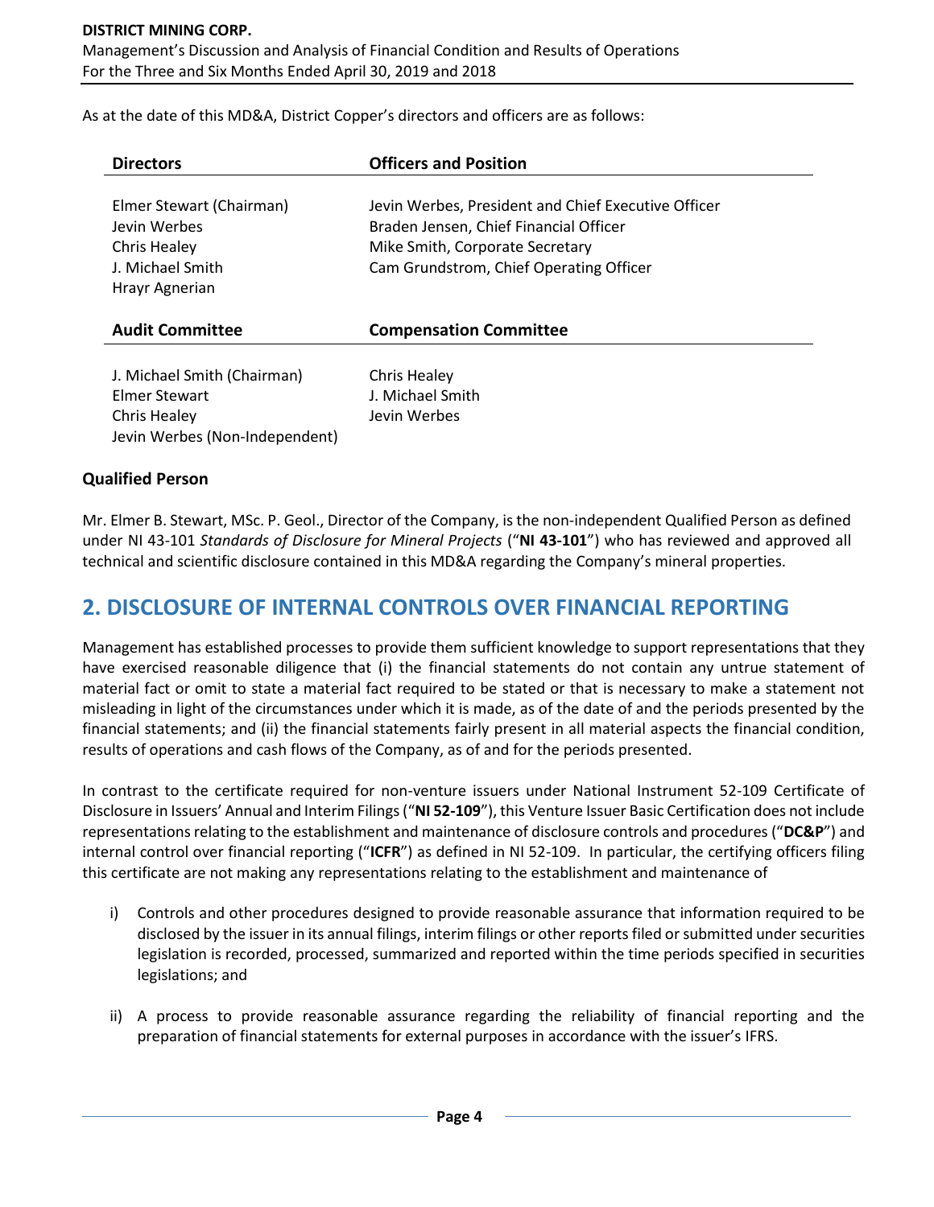As at the date of this MD&A, District Copper's directors and officers are as follows:

| Directors | Officers and Position |
|---|---|
| Elmer Stewart (Chairman) | Jevin Werbes, President and Chief Executive Officer |
| Jevin Werbes | Braden Jensen, Chief Financial Officer |
| Chris Healey | Mike Smith, Corporate Secretary |
| J. Michael Smith | Cam Grundstrom, Chief Operating Officer |
| Hrayr Agnerian | |

| Audit Committee | Compensation Committee |
|---|---|
| J. Michael Smith (Chairman) | Chris Healey |
| Elmer Stewart | J. Michael Smith |
| Chris Healey | Jevin Werbes |
| Jevin Werbes (Non-Independent) | |

### Qualified Person

Mr. Elmer B. Stewart, MSc. P. Geol., Director of the Company, is the non-independent Qualified Person as defined under NI 43-101 *Standards of Disclosure for Mineral Projects* ("**NI 43-101**") who has reviewed and approved all technical and scientific disclosure contained in this MD&A regarding the Company's mineral properties.

## 2. DISCLOSURE OF INTERNAL CONTROLS OVER FINANCIAL REPORTING

Management has established processes to provide them sufficient knowledge to support representations that they have exercised reasonable diligence that (i) the financial statements do not contain any untrue statement of material fact or omit to state a material fact required to be stated or that is necessary to make a statement not misleading in light of the circumstances under which it is made, as of the date of and the periods presented by the financial statements; and (ii) the financial statements fairly present in all material aspects the financial condition, results of operations and cash flows of the Company, as of and for the periods presented.

In contrast to the certificate required for non-venture issuers under National Instrument 52-109 Certificate of Disclosure in Issuers' Annual and Interim Filings ("**NI 52-109**"), this Venture Issuer Basic Certification does not include representations relating to the establishment and maintenance of disclosure controls and procedures ("**DC&P**") and internal control over financial reporting ("**ICFR**") as defined in NI 52-109. In particular, the certifying officers filing this certificate are not making any representations relating to the establishment and maintenance of

i) Controls and other procedures designed to provide reasonable assurance that information required to be disclosed by the issuer in its annual filings, interim filings or other reports filed or submitted under securities legislation is recorded, processed, summarized and reported within the time periods specified in securities legislations; and

ii) A process to provide reasonable assurance regarding the reliability of financial reporting and the preparation of financial statements for external purposes in accordance with the issuer's IFRS.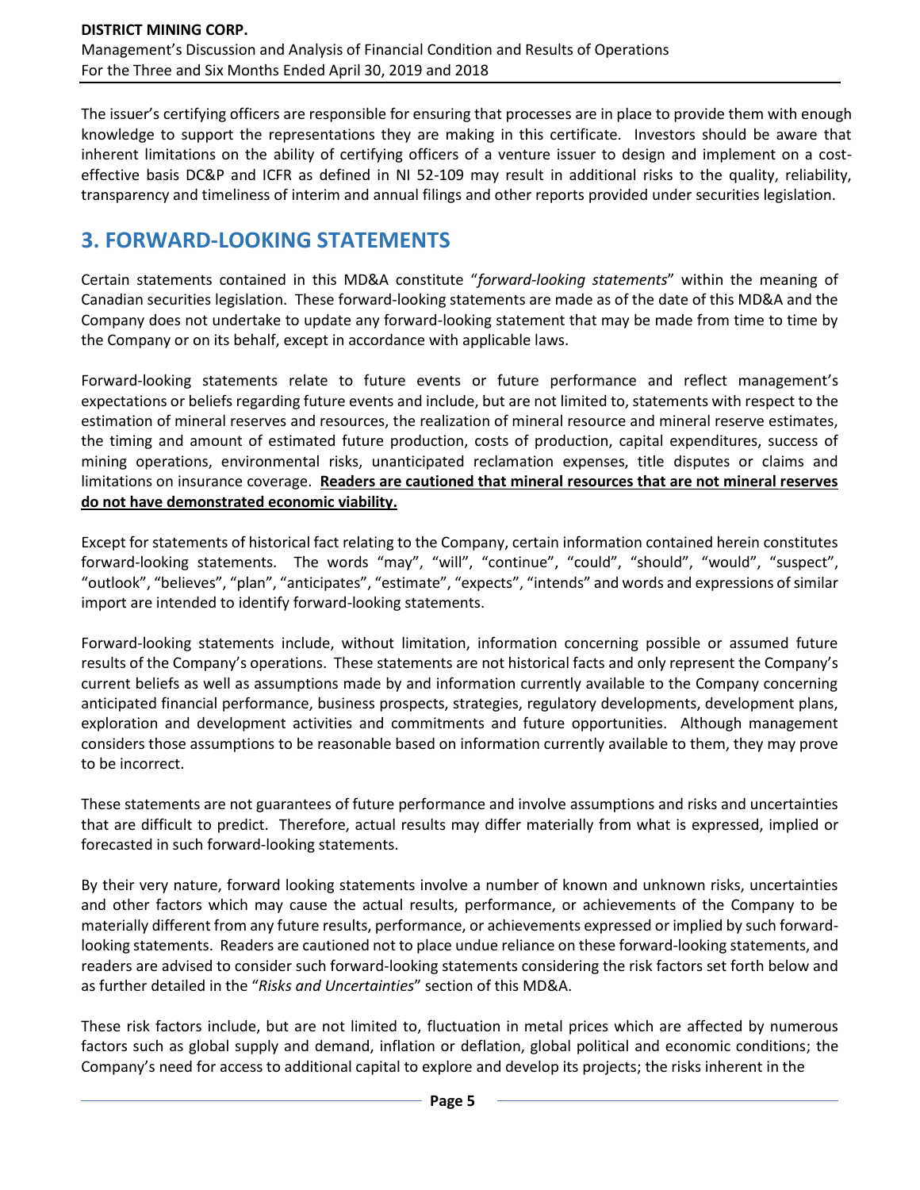The issuer's certifying officers are responsible for ensuring that processes are in place to provide them with enough knowledge to support the representations they are making in this certificate. Investors should be aware that inherent limitations on the ability of certifying officers of a venture issuer to design and implement on a cost-effective basis DC&P and ICFR as defined in NI 52-109 may result in additional risks to the quality, reliability, transparency and timeliness of interim and annual filings and other reports provided under securities legislation.

## 3. FORWARD-LOOKING STATEMENTS

Certain statements contained in this MD&A constitute "*forward-looking statements*" within the meaning of Canadian securities legislation. These forward-looking statements are made as of the date of this MD&A and the Company does not undertake to update any forward-looking statement that may be made from time to time by the Company or on its behalf, except in accordance with applicable laws.

Forward-looking statements relate to future events or future performance and reflect management's expectations or beliefs regarding future events and include, but are not limited to, statements with respect to the estimation of mineral reserves and resources, the realization of mineral resource and mineral reserve estimates, the timing and amount of estimated future production, costs of production, capital expenditures, success of mining operations, environmental risks, unanticipated reclamation expenses, title disputes or claims and limitations on insurance coverage. **Readers are cautioned that mineral resources that are not mineral reserves do not have demonstrated economic viability.**

Except for statements of historical fact relating to the Company, certain information contained herein constitutes forward-looking statements. The words "may", "will", "continue", "could", "should", "would", "suspect", "outlook", "believes", "plan", "anticipates", "estimate", "expects", "intends" and words and expressions of similar import are intended to identify forward-looking statements.

Forward-looking statements include, without limitation, information concerning possible or assumed future results of the Company's operations. These statements are not historical facts and only represent the Company's current beliefs as well as assumptions made by and information currently available to the Company concerning anticipated financial performance, business prospects, strategies, regulatory developments, development plans, exploration and development activities and commitments and future opportunities. Although management considers those assumptions to be reasonable based on information currently available to them, they may prove to be incorrect.

These statements are not guarantees of future performance and involve assumptions and risks and uncertainties that are difficult to predict. Therefore, actual results may differ materially from what is expressed, implied or forecasted in such forward-looking statements.

By their very nature, forward looking statements involve a number of known and unknown risks, uncertainties and other factors which may cause the actual results, performance, or achievements of the Company to be materially different from any future results, performance, or achievements expressed or implied by such forward-looking statements. Readers are cautioned not to place undue reliance on these forward-looking statements, and readers are advised to consider such forward-looking statements considering the risk factors set forth below and as further detailed in the "*Risks and Uncertainties*" section of this MD&A.

These risk factors include, but are not limited to, fluctuation in metal prices which are affected by numerous factors such as global supply and demand, inflation or deflation, global political and economic conditions; the Company's need for access to additional capital to explore and develop its projects; the risks inherent in the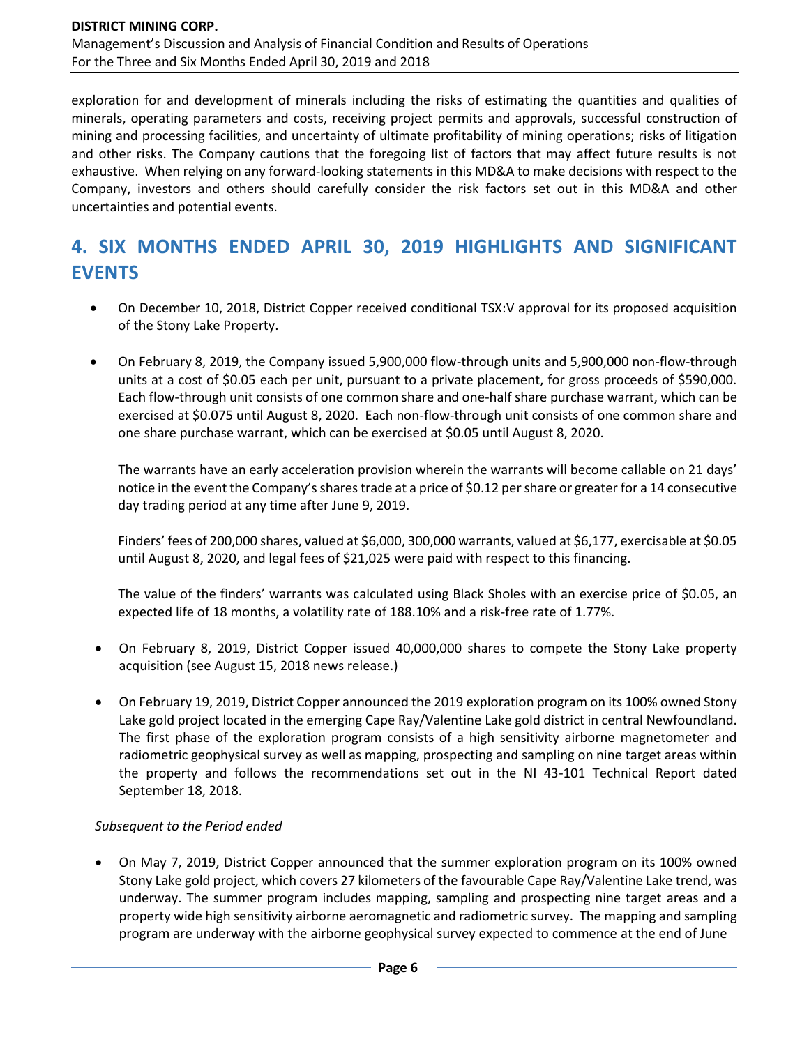exploration for and development of minerals including the risks of estimating the quantities and qualities of minerals, operating parameters and costs, receiving project permits and approvals, successful construction of mining and processing facilities, and uncertainty of ultimate profitability of mining operations; risks of litigation and other risks. The Company cautions that the foregoing list of factors that may affect future results is not exhaustive. When relying on any forward-looking statements in this MD&A to make decisions with respect to the Company, investors and others should carefully consider the risk factors set out in this MD&A and other uncertainties and potential events.

# 4. SIX MONTHS ENDED APRIL 30, 2019 HIGHLIGHTS AND SIGNIFICANT EVENTS

- On December 10, 2018, District Copper received conditional TSX:V approval for its proposed acquisition of the Stony Lake Property.

- On February 8, 2019, the Company issued 5,900,000 flow-through units and 5,900,000 non-flow-through units at a cost of $0.05 each per unit, pursuant to a private placement, for gross proceeds of $590,000. Each flow-through unit consists of one common share and one-half share purchase warrant, which can be exercised at $0.075 until August 8, 2020. Each non-flow-through unit consists of one common share and one share purchase warrant, which can be exercised at $0.05 until August 8, 2020.

  The warrants have an early acceleration provision wherein the warrants will become callable on 21 days' notice in the event the Company's shares trade at a price of $0.12 per share or greater for a 14 consecutive day trading period at any time after June 9, 2019.

  Finders' fees of 200,000 shares, valued at $6,000, 300,000 warrants, valued at $6,177, exercisable at $0.05 until August 8, 2020, and legal fees of $21,025 were paid with respect to this financing.

  The value of the finders' warrants was calculated using Black Sholes with an exercise price of $0.05, an expected life of 18 months, a volatility rate of 188.10% and a risk-free rate of 1.77%.

- On February 8, 2019, District Copper issued 40,000,000 shares to compete the Stony Lake property acquisition (see August 15, 2018 news release.)

- On February 19, 2019, District Copper announced the 2019 exploration program on its 100% owned Stony Lake gold project located in the emerging Cape Ray/Valentine Lake gold district in central Newfoundland. The first phase of the exploration program consists of a high sensitivity airborne magnetometer and radiometric geophysical survey as well as mapping, prospecting and sampling on nine target areas within the property and follows the recommendations set out in the NI 43-101 Technical Report dated September 18, 2018.

*Subsequent to the Period ended*

- On May 7, 2019, District Copper announced that the summer exploration program on its 100% owned Stony Lake gold project, which covers 27 kilometers of the favourable Cape Ray/Valentine Lake trend, was underway. The summer program includes mapping, sampling and prospecting nine target areas and a property wide high sensitivity airborne aeromagnetic and radiometric survey. The mapping and sampling program are underway with the airborne geophysical survey expected to commence at the end of June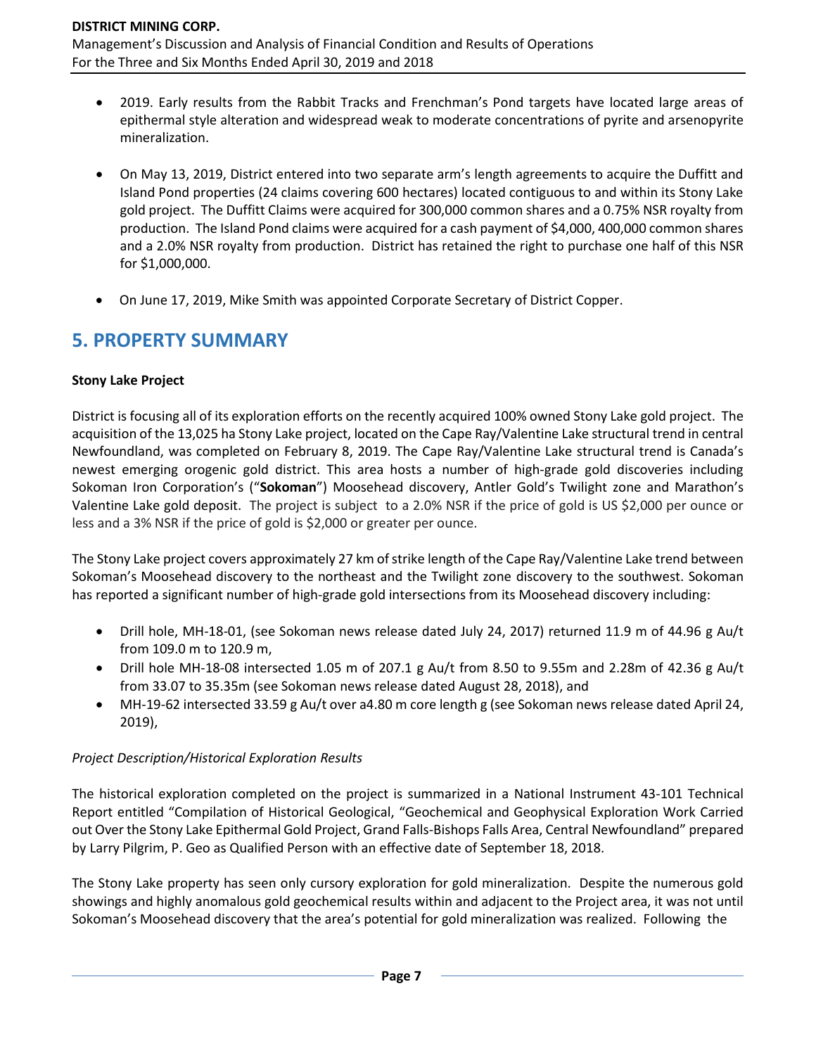- 2019. Early results from the Rabbit Tracks and Frenchman's Pond targets have located large areas of epithermal style alteration and widespread weak to moderate concentrations of pyrite and arsenopyrite mineralization.

- On May 13, 2019, District entered into two separate arm's length agreements to acquire the Duffitt and Island Pond properties (24 claims covering 600 hectares) located contiguous to and within its Stony Lake gold project. The Duffitt Claims were acquired for 300,000 common shares and a 0.75% NSR royalty from production. The Island Pond claims were acquired for a cash payment of $4,000, 400,000 common shares and a 2.0% NSR royalty from production. District has retained the right to purchase one half of this NSR for $1,000,000.

- On June 17, 2019, Mike Smith was appointed Corporate Secretary of District Copper.

## 5. PROPERTY SUMMARY

**Stony Lake Project**

District is focusing all of its exploration efforts on the recently acquired 100% owned Stony Lake gold project. The acquisition of the 13,025 ha Stony Lake project, located on the Cape Ray/Valentine Lake structural trend in central Newfoundland, was completed on February 8, 2019. The Cape Ray/Valentine Lake structural trend is Canada's newest emerging orogenic gold district. This area hosts a number of high-grade gold discoveries including Sokoman Iron Corporation's ("**Sokoman**") Moosehead discovery, Antler Gold's Twilight zone and Marathon's Valentine Lake gold deposit. The project is subject to a 2.0% NSR if the price of gold is US $2,000 per ounce or less and a 3% NSR if the price of gold is $2,000 or greater per ounce.

The Stony Lake project covers approximately 27 km of strike length of the Cape Ray/Valentine Lake trend between Sokoman's Moosehead discovery to the northeast and the Twilight zone discovery to the southwest. Sokoman has reported a significant number of high-grade gold intersections from its Moosehead discovery including:

- Drill hole, MH-18-01, (see Sokoman news release dated July 24, 2017) returned 11.9 m of 44.96 g Au/t from 109.0 m to 120.9 m,
- Drill hole MH-18-08 intersected 1.05 m of 207.1 g Au/t from 8.50 to 9.55m and 2.28m of 42.36 g Au/t from 33.07 to 35.35m (see Sokoman news release dated August 28, 2018), and
- MH-19-62 intersected 33.59 g Au/t over a4.80 m core length g (see Sokoman news release dated April 24, 2019),

*Project Description/Historical Exploration Results*

The historical exploration completed on the project is summarized in a National Instrument 43-101 Technical Report entitled "Compilation of Historical Geological, "Geochemical and Geophysical Exploration Work Carried out Over the Stony Lake Epithermal Gold Project, Grand Falls-Bishops Falls Area, Central Newfoundland" prepared by Larry Pilgrim, P. Geo as Qualified Person with an effective date of September 18, 2018.

The Stony Lake property has seen only cursory exploration for gold mineralization. Despite the numerous gold showings and highly anomalous gold geochemical results within and adjacent to the Project area, it was not until Sokoman's Moosehead discovery that the area's potential for gold mineralization was realized. Following the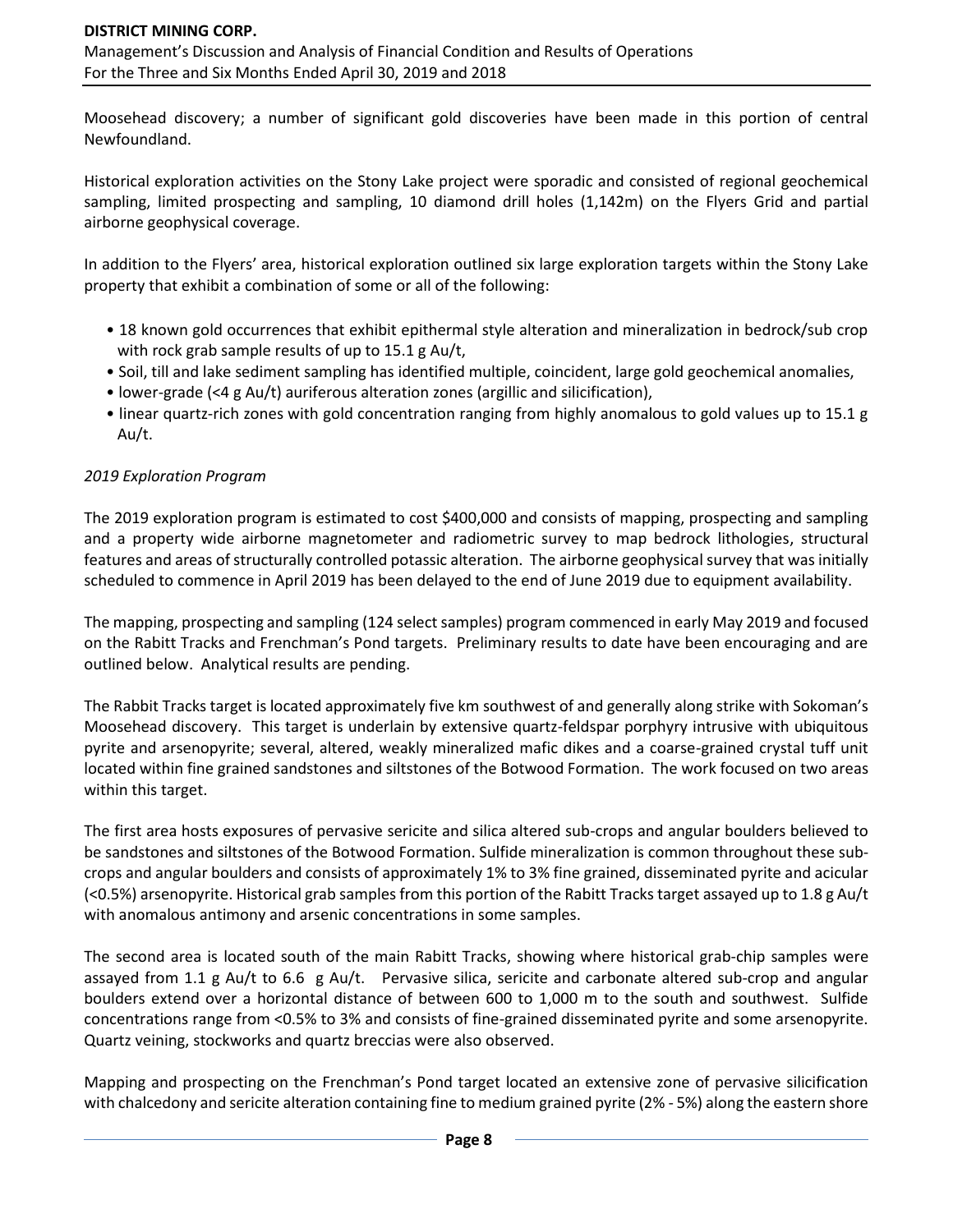Moosehead discovery; a number of significant gold discoveries have been made in this portion of central Newfoundland.

Historical exploration activities on the Stony Lake project were sporadic and consisted of regional geochemical sampling, limited prospecting and sampling, 10 diamond drill holes (1,142m) on the Flyers Grid and partial airborne geophysical coverage.

In addition to the Flyers' area, historical exploration outlined six large exploration targets within the Stony Lake property that exhibit a combination of some or all of the following:

- 18 known gold occurrences that exhibit epithermal style alteration and mineralization in bedrock/sub crop with rock grab sample results of up to 15.1 g Au/t,
- Soil, till and lake sediment sampling has identified multiple, coincident, large gold geochemical anomalies,
- lower-grade (<4 g Au/t) auriferous alteration zones (argillic and silicification),
- linear quartz-rich zones with gold concentration ranging from highly anomalous to gold values up to 15.1 g Au/t.

*2019 Exploration Program*

The 2019 exploration program is estimated to cost $400,000 and consists of mapping, prospecting and sampling and a property wide airborne magnetometer and radiometric survey to map bedrock lithologies, structural features and areas of structurally controlled potassic alteration. The airborne geophysical survey that was initially scheduled to commence in April 2019 has been delayed to the end of June 2019 due to equipment availability.

The mapping, prospecting and sampling (124 select samples) program commenced in early May 2019 and focused on the Rabitt Tracks and Frenchman's Pond targets. Preliminary results to date have been encouraging and are outlined below. Analytical results are pending.

The Rabbit Tracks target is located approximately five km southwest of and generally along strike with Sokoman's Moosehead discovery. This target is underlain by extensive quartz-feldspar porphyry intrusive with ubiquitous pyrite and arsenopyrite; several, altered, weakly mineralized mafic dikes and a coarse-grained crystal tuff unit located within fine grained sandstones and siltstones of the Botwood Formation. The work focused on two areas within this target.

The first area hosts exposures of pervasive sericite and silica altered sub-crops and angular boulders believed to be sandstones and siltstones of the Botwood Formation. Sulfide mineralization is common throughout these sub-crops and angular boulders and consists of approximately 1% to 3% fine grained, disseminated pyrite and acicular (<0.5%) arsenopyrite. Historical grab samples from this portion of the Rabitt Tracks target assayed up to 1.8 g Au/t with anomalous antimony and arsenic concentrations in some samples.

The second area is located south of the main Rabitt Tracks, showing where historical grab-chip samples were assayed from 1.1 g Au/t to 6.6 g Au/t. Pervasive silica, sericite and carbonate altered sub-crop and angular boulders extend over a horizontal distance of between 600 to 1,000 m to the south and southwest. Sulfide concentrations range from <0.5% to 3% and consists of fine-grained disseminated pyrite and some arsenopyrite. Quartz veining, stockworks and quartz breccias were also observed.

Mapping and prospecting on the Frenchman's Pond target located an extensive zone of pervasive silicification with chalcedony and sericite alteration containing fine to medium grained pyrite (2% - 5%) along the eastern shore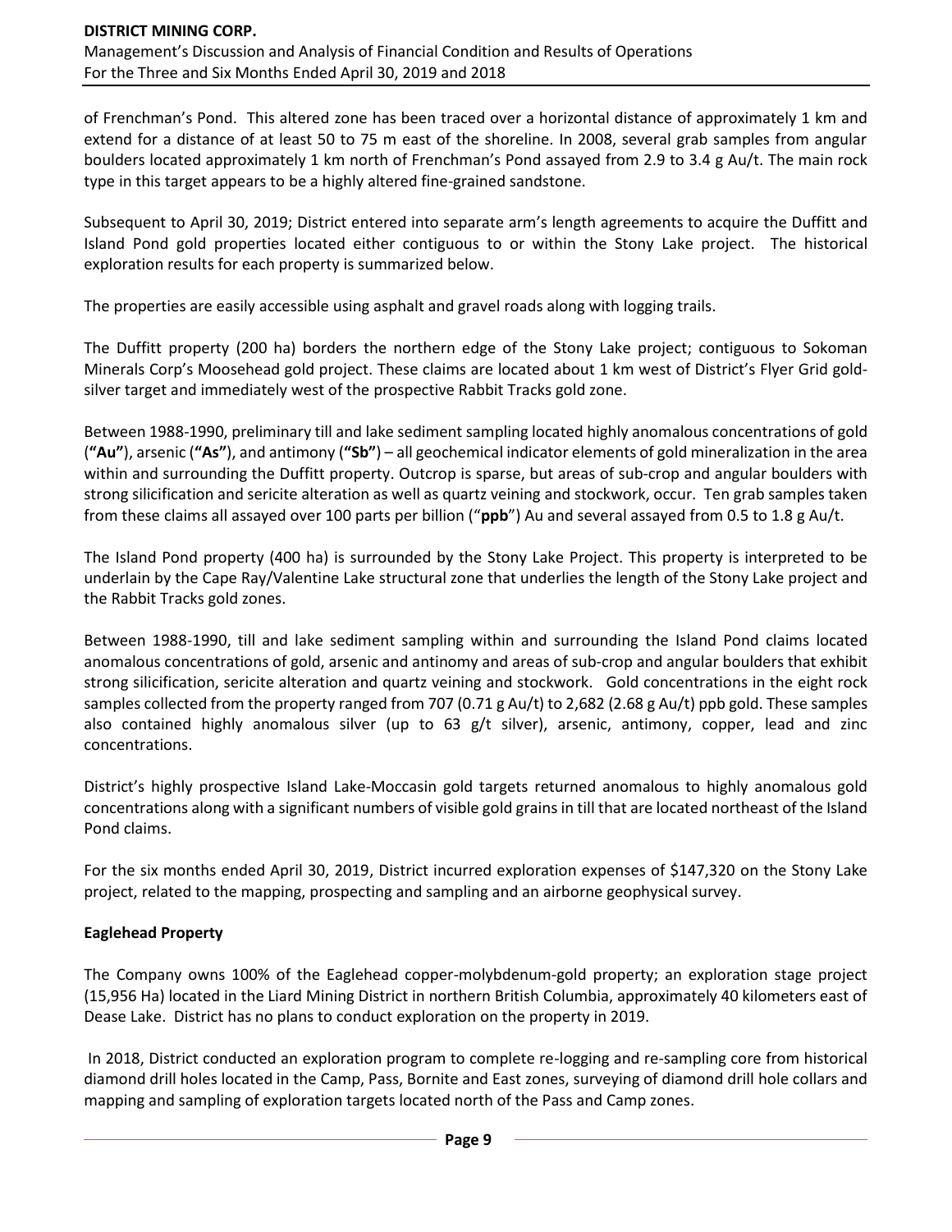of Frenchman's Pond. This altered zone has been traced over a horizontal distance of approximately 1 km and extend for a distance of at least 50 to 75 m east of the shoreline. In 2008, several grab samples from angular boulders located approximately 1 km north of Frenchman's Pond assayed from 2.9 to 3.4 g Au/t. The main rock type in this target appears to be a highly altered fine-grained sandstone.

Subsequent to April 30, 2019; District entered into separate arm's length agreements to acquire the Duffitt and Island Pond gold properties located either contiguous to or within the Stony Lake project. The historical exploration results for each property is summarized below.

The properties are easily accessible using asphalt and gravel roads along with logging trails.

The Duffitt property (200 ha) borders the northern edge of the Stony Lake project; contiguous to Sokoman Minerals Corp's Moosehead gold project. These claims are located about 1 km west of District's Flyer Grid gold-silver target and immediately west of the prospective Rabbit Tracks gold zone.

Between 1988-1990, preliminary till and lake sediment sampling located highly anomalous concentrations of gold (**"Au"**), arsenic (**"As"**), and antimony (**"Sb"**) – all geochemical indicator elements of gold mineralization in the area within and surrounding the Duffitt property. Outcrop is sparse, but areas of sub-crop and angular boulders with strong silicification and sericite alteration as well as quartz veining and stockwork, occur. Ten grab samples taken from these claims all assayed over 100 parts per billion ("**ppb**") Au and several assayed from 0.5 to 1.8 g Au/t.

The Island Pond property (400 ha) is surrounded by the Stony Lake Project. This property is interpreted to be underlain by the Cape Ray/Valentine Lake structural zone that underlies the length of the Stony Lake project and the Rabbit Tracks gold zones.

Between 1988-1990, till and lake sediment sampling within and surrounding the Island Pond claims located anomalous concentrations of gold, arsenic and antinomy and areas of sub-crop and angular boulders that exhibit strong silicification, sericite alteration and quartz veining and stockwork. Gold concentrations in the eight rock samples collected from the property ranged from 707 (0.71 g Au/t) to 2,682 (2.68 g Au/t) ppb gold. These samples also contained highly anomalous silver (up to 63 g/t silver), arsenic, antimony, copper, lead and zinc concentrations.

District's highly prospective Island Lake-Moccasin gold targets returned anomalous to highly anomalous gold concentrations along with a significant numbers of visible gold grains in till that are located northeast of the Island Pond claims.

For the six months ended April 30, 2019, District incurred exploration expenses of $147,320 on the Stony Lake project, related to the mapping, prospecting and sampling and an airborne geophysical survey.

**Eaglehead Property**

The Company owns 100% of the Eaglehead copper-molybdenum-gold property; an exploration stage project (15,956 Ha) located in the Liard Mining District in northern British Columbia, approximately 40 kilometers east of Dease Lake. District has no plans to conduct exploration on the property in 2019.

In 2018, District conducted an exploration program to complete re-logging and re-sampling core from historical diamond drill holes located in the Camp, Pass, Bornite and East zones, surveying of diamond drill hole collars and mapping and sampling of exploration targets located north of the Pass and Camp zones.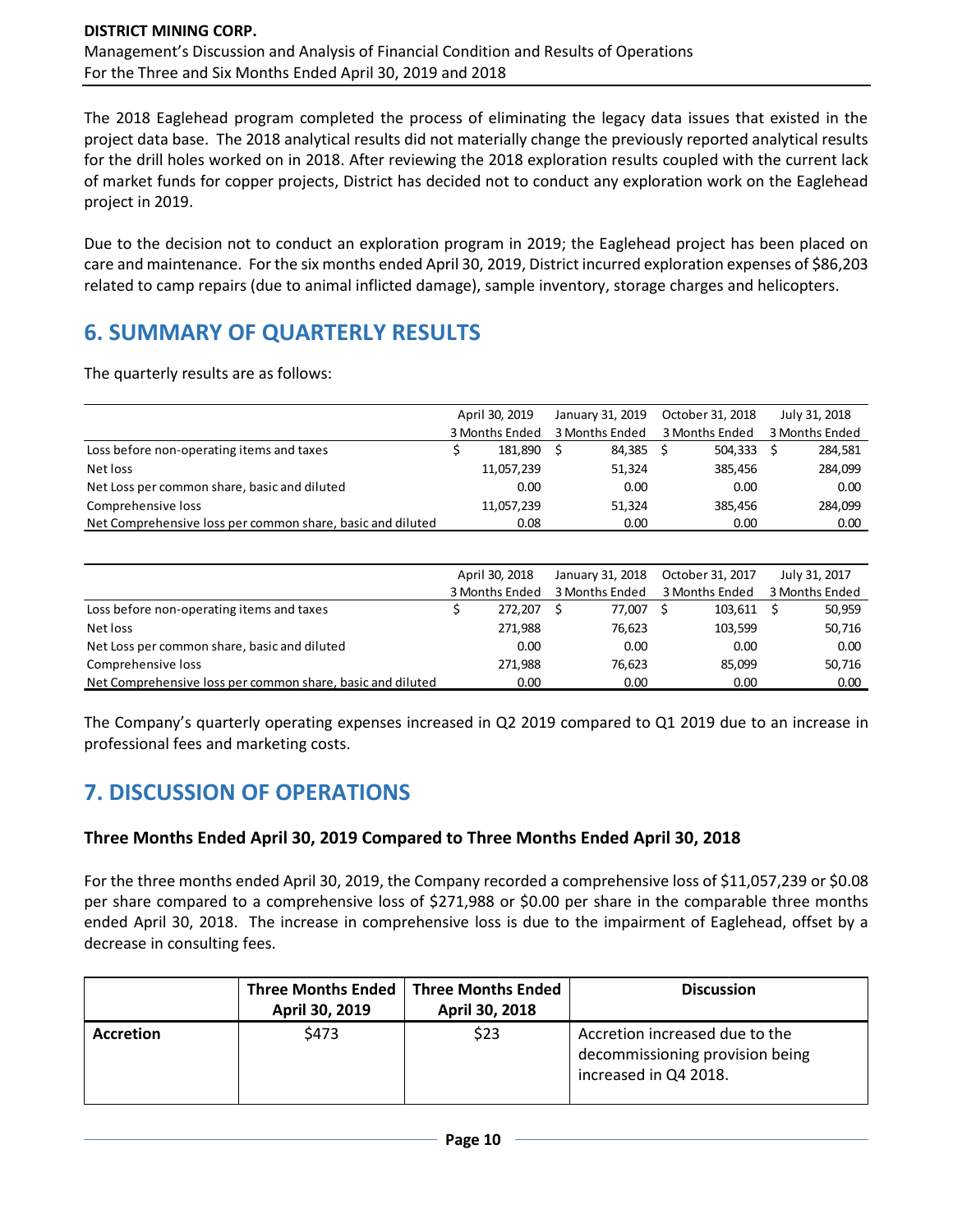The 2018 Eaglehead program completed the process of eliminating the legacy data issues that existed in the project data base. The 2018 analytical results did not materially change the previously reported analytical results for the drill holes worked on in 2018. After reviewing the 2018 exploration results coupled with the current lack of market funds for copper projects, District has decided not to conduct any exploration work on the Eaglehead project in 2019.

Due to the decision not to conduct an exploration program in 2019; the Eaglehead project has been placed on care and maintenance. For the six months ended April 30, 2019, District incurred exploration expenses of $86,203 related to camp repairs (due to animal inflicted damage), sample inventory, storage charges and helicopters.

# 6. SUMMARY OF QUARTERLY RESULTS

The quarterly results are as follows:

| | April 30, 2019<br>3 Months Ended | January 31, 2019<br>3 Months Ended | October 31, 2018<br>3 Months Ended | July 31, 2018<br>3 Months Ended |
|---|---|---|---|---|
| Loss before non-operating items and taxes | $ 181,890 | $ 84,385 | $ 504,333 | $ 284,581 |
| Net loss | 11,057,239 | 51,324 | 385,456 | 284,099 |
| Net Loss per common share, basic and diluted | 0.00 | 0.00 | 0.00 | 0.00 |
| Comprehensive loss | 11,057,239 | 51,324 | 385,456 | 284,099 |
| Net Comprehensive loss per common share, basic and diluted | 0.08 | 0.00 | 0.00 | 0.00 |

| | April 30, 2018<br>3 Months Ended | January 31, 2018<br>3 Months Ended | October 31, 2017<br>3 Months Ended | July 31, 2017<br>3 Months Ended |
|---|---|---|---|---|
| Loss before non-operating items and taxes | $ 272,207 | $ 77,007 | $ 103,611 | $ 50,959 |
| Net loss | 271,988 | 76,623 | 103,599 | 50,716 |
| Net Loss per common share, basic and diluted | 0.00 | 0.00 | 0.00 | 0.00 |
| Comprehensive loss | 271,988 | 76,623 | 85,099 | 50,716 |
| Net Comprehensive loss per common share, basic and diluted | 0.00 | 0.00 | 0.00 | 0.00 |

The Company's quarterly operating expenses increased in Q2 2019 compared to Q1 2019 due to an increase in professional fees and marketing costs.

# 7. DISCUSSION OF OPERATIONS

### Three Months Ended April 30, 2019 Compared to Three Months Ended April 30, 2018

For the three months ended April 30, 2019, the Company recorded a comprehensive loss of $11,057,239 or $0.08 per share compared to a comprehensive loss of $271,988 or $0.00 per share in the comparable three months ended April 30, 2018. The increase in comprehensive loss is due to the impairment of Eaglehead, offset by a decrease in consulting fees.

| | Three Months Ended April 30, 2019 | Three Months Ended April 30, 2018 | Discussion |
|---|---|---|---|
| **Accretion** | $473 | $23 | Accretion increased due to the decommissioning provision being increased in Q4 2018. |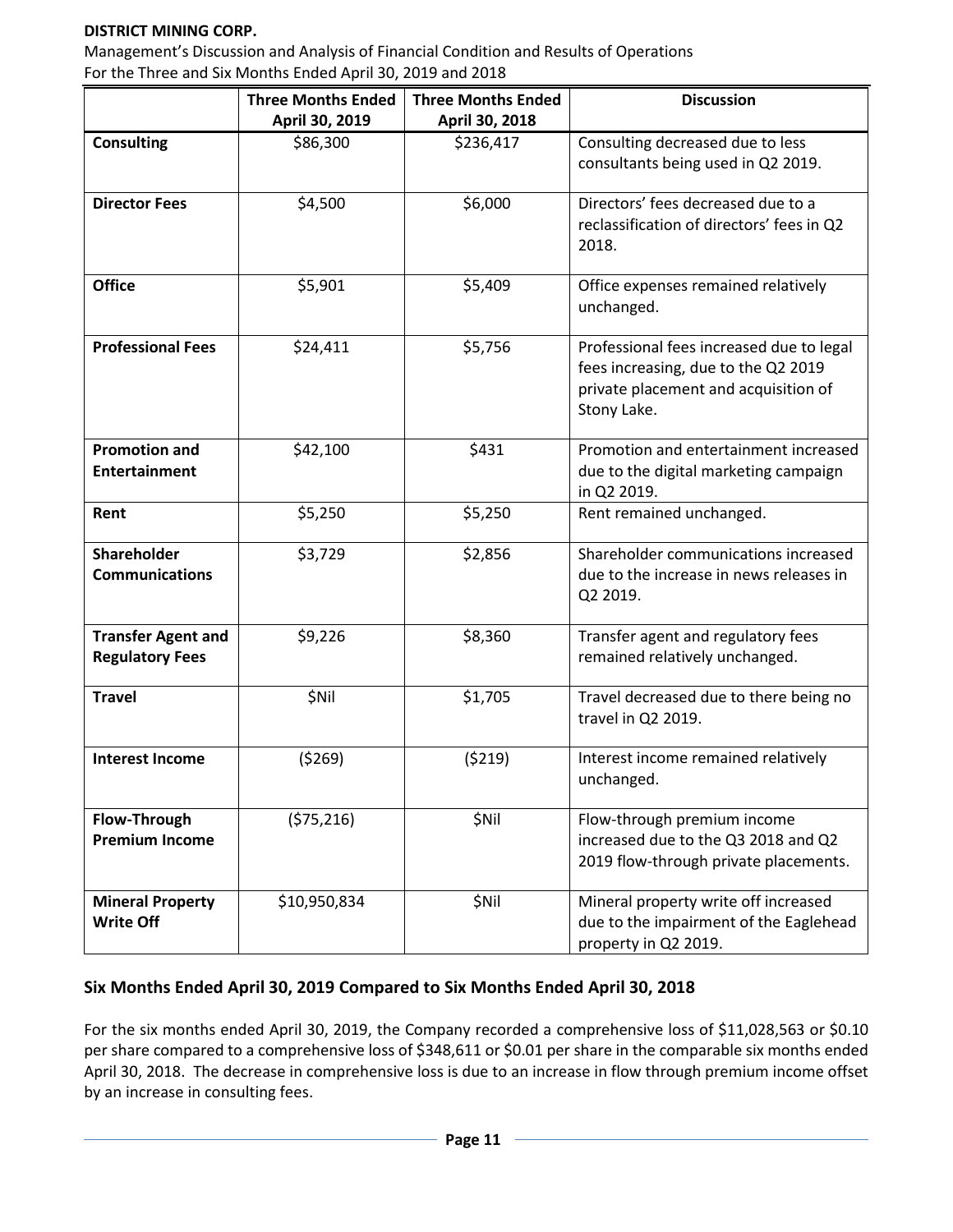| | Three Months Ended April 30, 2019 | Three Months Ended April 30, 2018 | Discussion |
|---|---|---|---|
| **Consulting** | $86,300 | $236,417 | Consulting decreased due to less consultants being used in Q2 2019. |
| **Director Fees** | $4,500 | $6,000 | Directors' fees decreased due to a reclassification of directors' fees in Q2 2018. |
| **Office** | $5,901 | $5,409 | Office expenses remained relatively unchanged. |
| **Professional Fees** | $24,411 | $5,756 | Professional fees increased due to legal fees increasing, due to the Q2 2019 private placement and acquisition of Stony Lake. |
| **Promotion and Entertainment** | $42,100 | $431 | Promotion and entertainment increased due to the digital marketing campaign in Q2 2019. |
| **Rent** | $5,250 | $5,250 | Rent remained unchanged. |
| **Shareholder Communications** | $3,729 | $2,856 | Shareholder communications increased due to the increase in news releases in Q2 2019. |
| **Transfer Agent and Regulatory Fees** | $9,226 | $8,360 | Transfer agent and regulatory fees remained relatively unchanged. |
| **Travel** | $Nil | $1,705 | Travel decreased due to there being no travel in Q2 2019. |
| **Interest Income** | ($269) | ($219) | Interest income remained relatively unchanged. |
| **Flow-Through Premium Income** | ($75,216) | $Nil | Flow-through premium income increased due to the Q3 2018 and Q2 2019 flow-through private placements. |
| **Mineral Property Write Off** | $10,950,834 | $Nil | Mineral property write off increased due to the impairment of the Eaglehead property in Q2 2019. |

## Six Months Ended April 30, 2019 Compared to Six Months Ended April 30, 2018

For the six months ended April 30, 2019, the Company recorded a comprehensive loss of $11,028,563 or $0.10 per share compared to a comprehensive loss of $348,611 or $0.01 per share in the comparable six months ended April 30, 2018. The decrease in comprehensive loss is due to an increase in flow through premium income offset by an increase in consulting fees.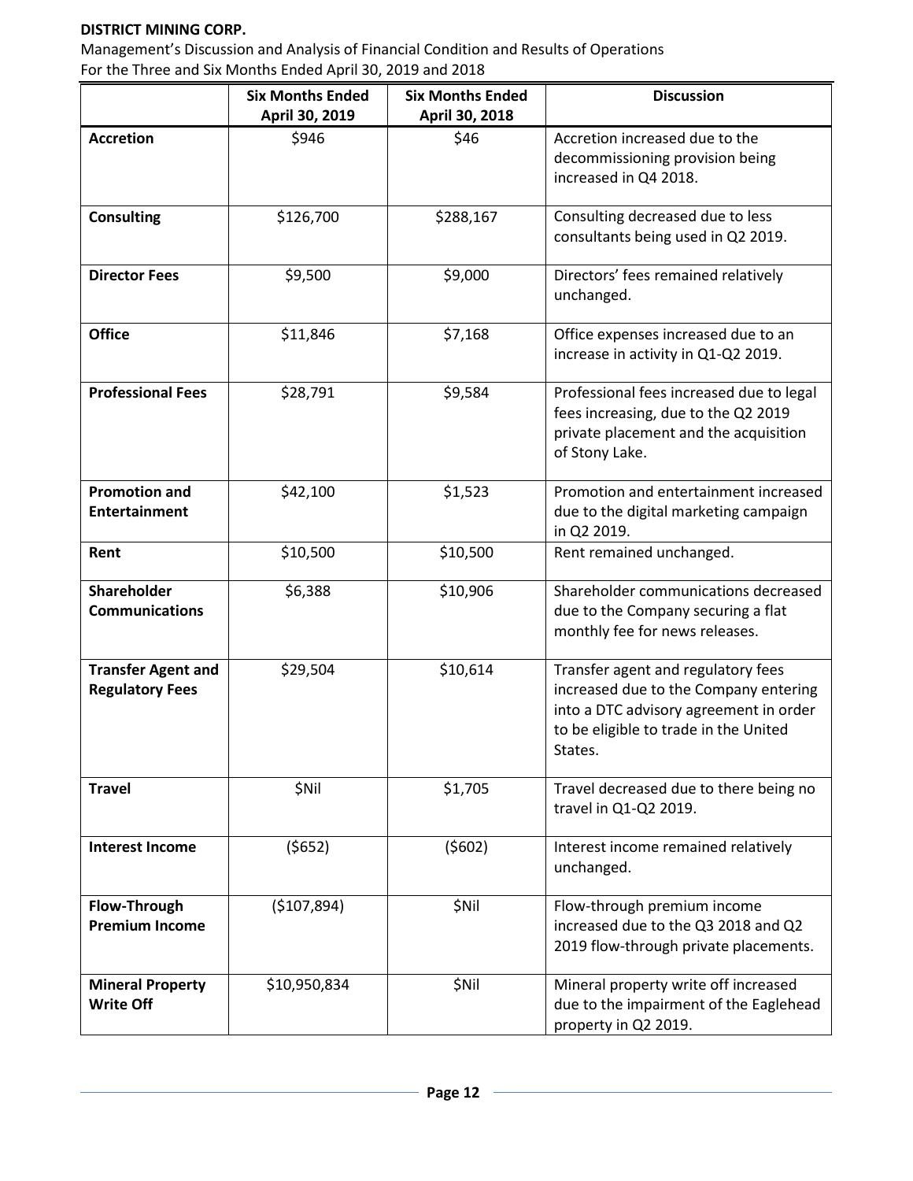|  | Six Months Ended April 30, 2019 | Six Months Ended April 30, 2018 | Discussion |
|---|---|---|---|
| **Accretion** | $946 | $46 | Accretion increased due to the decommissioning provision being increased in Q4 2018. |
| **Consulting** | $126,700 | $288,167 | Consulting decreased due to less consultants being used in Q2 2019. |
| **Director Fees** | $9,500 | $9,000 | Directors' fees remained relatively unchanged. |
| **Office** | $11,846 | $7,168 | Office expenses increased due to an increase in activity in Q1-Q2 2019. |
| **Professional Fees** | $28,791 | $9,584 | Professional fees increased due to legal fees increasing, due to the Q2 2019 private placement and the acquisition of Stony Lake. |
| **Promotion and Entertainment** | $42,100 | $1,523 | Promotion and entertainment increased due to the digital marketing campaign in Q2 2019. |
| **Rent** | $10,500 | $10,500 | Rent remained unchanged. |
| **Shareholder Communications** | $6,388 | $10,906 | Shareholder communications decreased due to the Company securing a flat monthly fee for news releases. |
| **Transfer Agent and Regulatory Fees** | $29,504 | $10,614 | Transfer agent and regulatory fees increased due to the Company entering into a DTC advisory agreement in order to be eligible to trade in the United States. |
| **Travel** | $Nil | $1,705 | Travel decreased due to there being no travel in Q1-Q2 2019. |
| **Interest Income** | ($652) | ($602) | Interest income remained relatively unchanged. |
| **Flow-Through Premium Income** | ($107,894) | $Nil | Flow-through premium income increased due to the Q3 2018 and Q2 2019 flow-through private placements. |
| **Mineral Property Write Off** | $10,950,834 | $Nil | Mineral property write off increased due to the impairment of the Eaglehead property in Q2 2019. |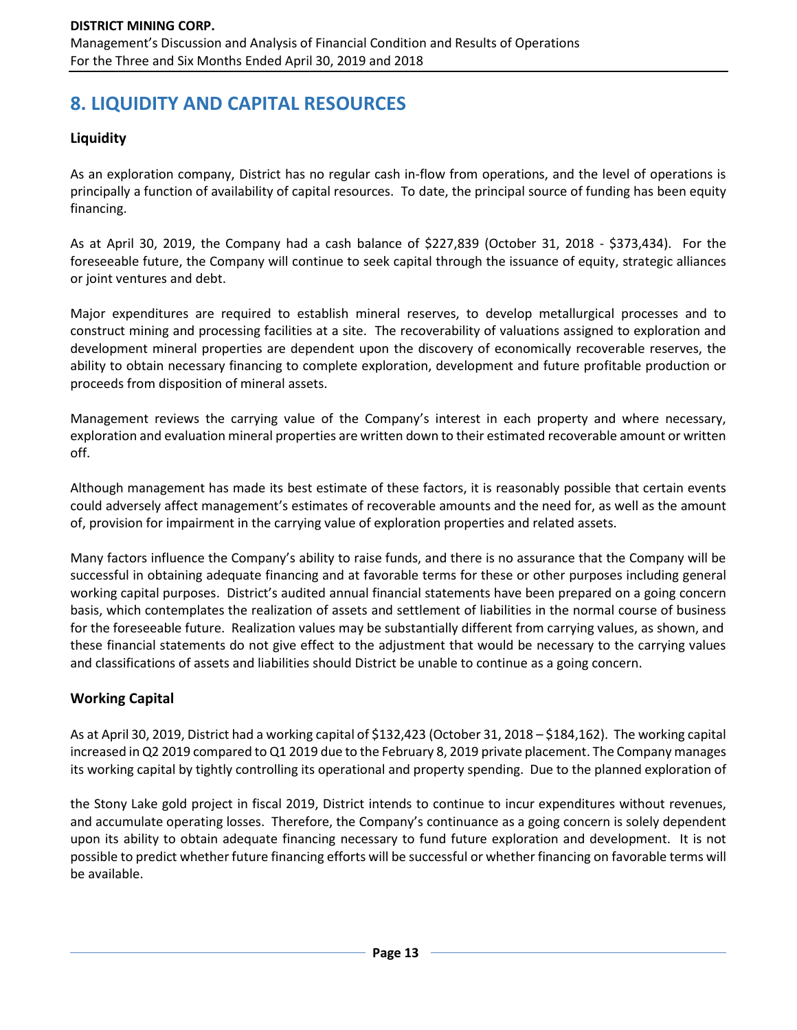# 8. LIQUIDITY AND CAPITAL RESOURCES

## Liquidity

As an exploration company, District has no regular cash in-flow from operations, and the level of operations is principally a function of availability of capital resources. To date, the principal source of funding has been equity financing.

As at April 30, 2019, the Company had a cash balance of $227,839 (October 31, 2018 - $373,434). For the foreseeable future, the Company will continue to seek capital through the issuance of equity, strategic alliances or joint ventures and debt.

Major expenditures are required to establish mineral reserves, to develop metallurgical processes and to construct mining and processing facilities at a site. The recoverability of valuations assigned to exploration and development mineral properties are dependent upon the discovery of economically recoverable reserves, the ability to obtain necessary financing to complete exploration, development and future profitable production or proceeds from disposition of mineral assets.

Management reviews the carrying value of the Company's interest in each property and where necessary, exploration and evaluation mineral properties are written down to their estimated recoverable amount or written off.

Although management has made its best estimate of these factors, it is reasonably possible that certain events could adversely affect management's estimates of recoverable amounts and the need for, as well as the amount of, provision for impairment in the carrying value of exploration properties and related assets.

Many factors influence the Company's ability to raise funds, and there is no assurance that the Company will be successful in obtaining adequate financing and at favorable terms for these or other purposes including general working capital purposes. District's audited annual financial statements have been prepared on a going concern basis, which contemplates the realization of assets and settlement of liabilities in the normal course of business for the foreseeable future. Realization values may be substantially different from carrying values, as shown, and these financial statements do not give effect to the adjustment that would be necessary to the carrying values and classifications of assets and liabilities should District be unable to continue as a going concern.

## Working Capital

As at April 30, 2019, District had a working capital of $132,423 (October 31, 2018 – $184,162). The working capital increased in Q2 2019 compared to Q1 2019 due to the February 8, 2019 private placement. The Company manages its working capital by tightly controlling its operational and property spending. Due to the planned exploration of the Stony Lake gold project in fiscal 2019, District intends to continue to incur expenditures without revenues, and accumulate operating losses. Therefore, the Company's continuance as a going concern is solely dependent upon its ability to obtain adequate financing necessary to fund future exploration and development. It is not possible to predict whether future financing efforts will be successful or whether financing on favorable terms will be available.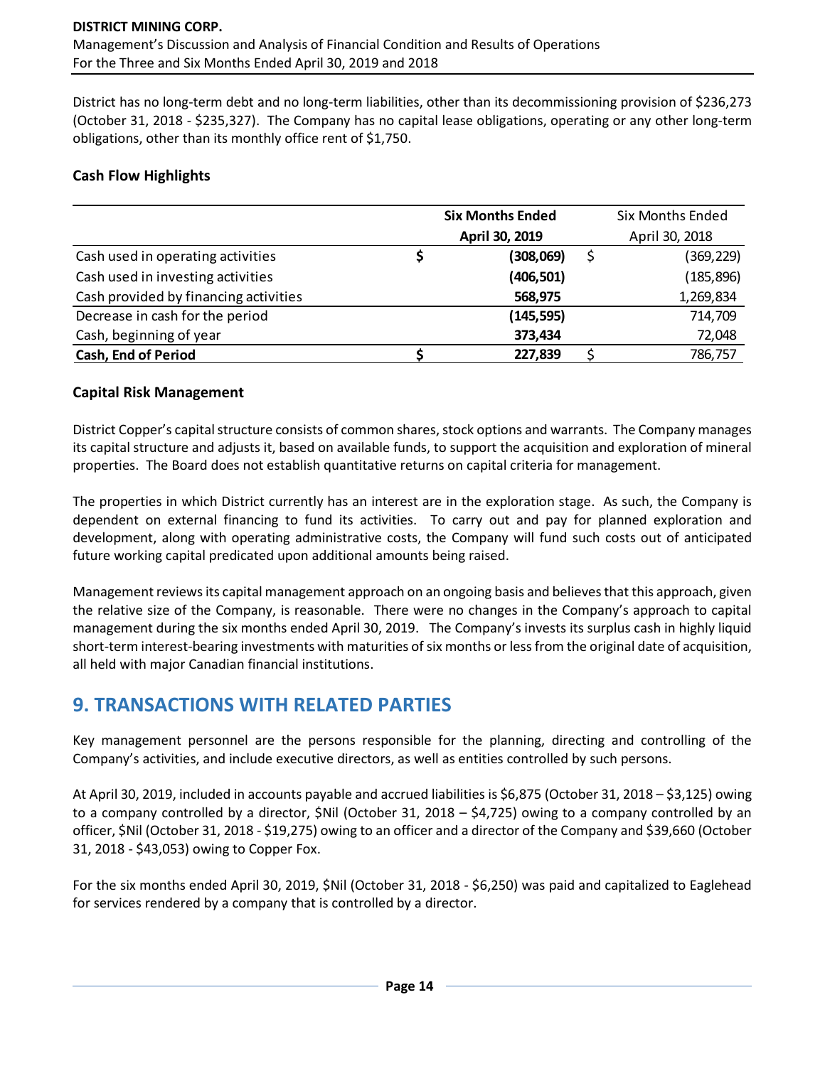District has no long-term debt and no long-term liabilities, other than its decommissioning provision of $236,273 (October 31, 2018 - $235,327). The Company has no capital lease obligations, operating or any other long-term obligations, other than its monthly office rent of $1,750.

### Cash Flow Highlights

| | **Six Months Ended April 30, 2019** | Six Months Ended April 30, 2018 |
|---|---|---|
| Cash used in operating activities | **$ (308,069)** | $ (369,229) |
| Cash used in investing activities | **(406,501)** | (185,896) |
| Cash provided by financing activities | **568,975** | 1,269,834 |
| Decrease in cash for the period | **(145,595)** | 714,709 |
| Cash, beginning of year | **373,434** | 72,048 |
| **Cash, End of Period** | **$ 227,839** | $ 786,757 |

### Capital Risk Management

District Copper's capital structure consists of common shares, stock options and warrants. The Company manages its capital structure and adjusts it, based on available funds, to support the acquisition and exploration of mineral properties. The Board does not establish quantitative returns on capital criteria for management.

The properties in which District currently has an interest are in the exploration stage. As such, the Company is dependent on external financing to fund its activities. To carry out and pay for planned exploration and development, along with operating administrative costs, the Company will fund such costs out of anticipated future working capital predicated upon additional amounts being raised.

Management reviews its capital management approach on an ongoing basis and believes that this approach, given the relative size of the Company, is reasonable. There were no changes in the Company's approach to capital management during the six months ended April 30, 2019. The Company's invests its surplus cash in highly liquid short-term interest-bearing investments with maturities of six months or less from the original date of acquisition, all held with major Canadian financial institutions.

## 9. TRANSACTIONS WITH RELATED PARTIES

Key management personnel are the persons responsible for the planning, directing and controlling of the Company's activities, and include executive directors, as well as entities controlled by such persons.

At April 30, 2019, included in accounts payable and accrued liabilities is $6,875 (October 31, 2018 – $3,125) owing to a company controlled by a director, $Nil (October 31, 2018 – $4,725) owing to a company controlled by an officer, $Nil (October 31, 2018 - $19,275) owing to an officer and a director of the Company and $39,660 (October 31, 2018 - $43,053) owing to Copper Fox.

For the six months ended April 30, 2019, $Nil (October 31, 2018 - $6,250) was paid and capitalized to Eaglehead for services rendered by a company that is controlled by a director.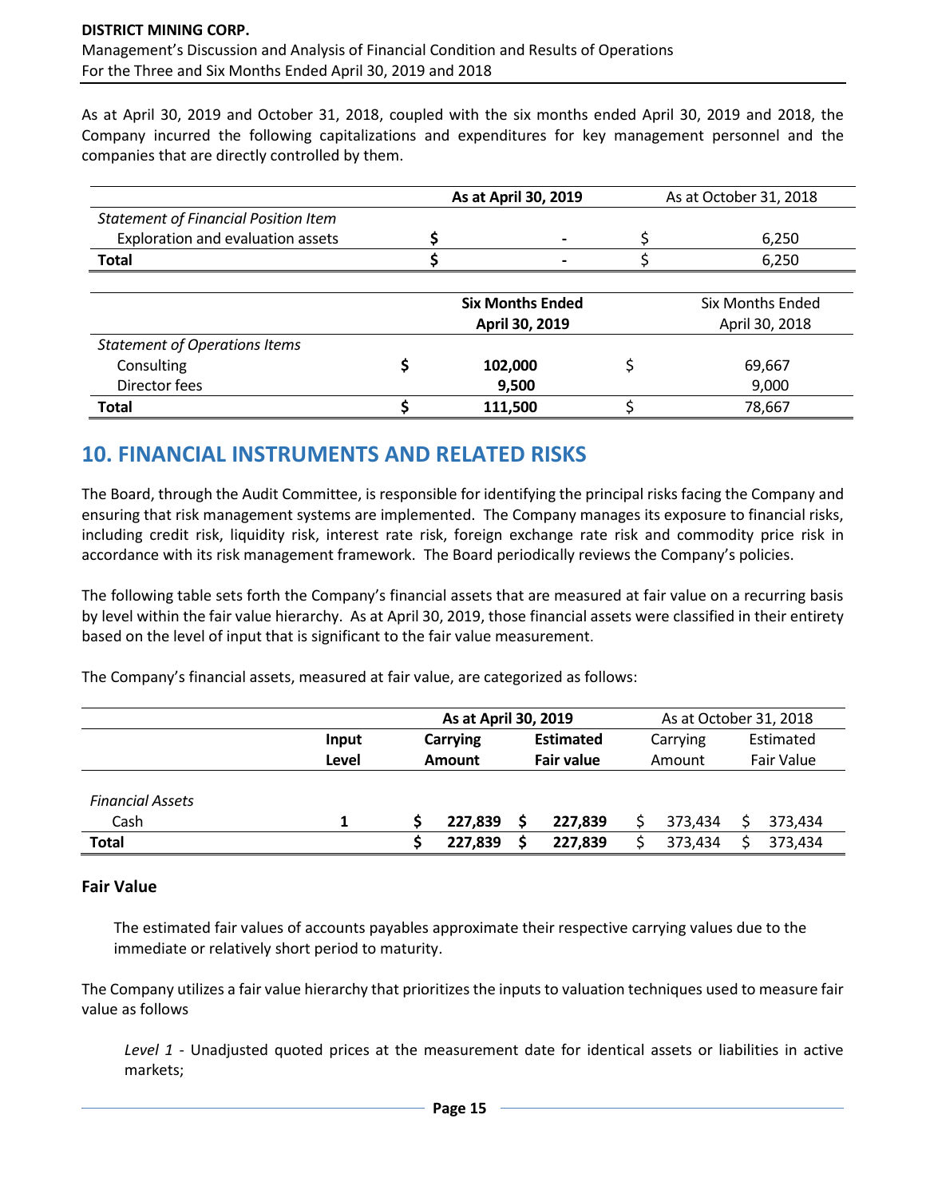As at April 30, 2019 and October 31, 2018, coupled with the six months ended April 30, 2019 and 2018, the Company incurred the following capitalizations and expenditures for key management personnel and the companies that are directly controlled by them.

| | **As at April 30, 2019** | As at October 31, 2018 |
|---|---|---|
| *Statement of Financial Position Item* | | |
| Exploration and evaluation assets | $ - | $ 6,250 |
| **Total** | **$ -** | $ 6,250 |

| | **Six Months Ended April 30, 2019** | Six Months Ended April 30, 2018 |
|---|---|---|
| *Statement of Operations Items* | | |
| Consulting | **$ 102,000** | $ 69,667 |
| Director fees | **9,500** | 9,000 |
| **Total** | **$ 111,500** | $ 78,667 |

## 10. FINANCIAL INSTRUMENTS AND RELATED RISKS

The Board, through the Audit Committee, is responsible for identifying the principal risks facing the Company and ensuring that risk management systems are implemented. The Company manages its exposure to financial risks, including credit risk, liquidity risk, interest rate risk, foreign exchange rate risk and commodity price risk in accordance with its risk management framework. The Board periodically reviews the Company's policies.

The following table sets forth the Company's financial assets that are measured at fair value on a recurring basis by level within the fair value hierarchy. As at April 30, 2019, those financial assets were classified in their entirety based on the level of input that is significant to the fair value measurement.

The Company's financial assets, measured at fair value, are categorized as follows:

| | | **As at April 30, 2019** | | As at October 31, 2018 | |
|---|---|---|---|---|---|
| | **Input Level** | **Carrying Amount** | **Estimated Fair value** | Carrying Amount | Estimated Fair Value |
| *Financial Assets* | | | | | |
| Cash | **1** | **$ 227,839** | **$ 227,839** | $ 373,434 | $ 373,434 |
| **Total** | | **$ 227,839** | **$ 227,839** | $ 373,434 | $ 373,434 |

### Fair Value

The estimated fair values of accounts payables approximate their respective carrying values due to the immediate or relatively short period to maturity.

The Company utilizes a fair value hierarchy that prioritizes the inputs to valuation techniques used to measure fair value as follows

*Level 1* - Unadjusted quoted prices at the measurement date for identical assets or liabilities in active markets;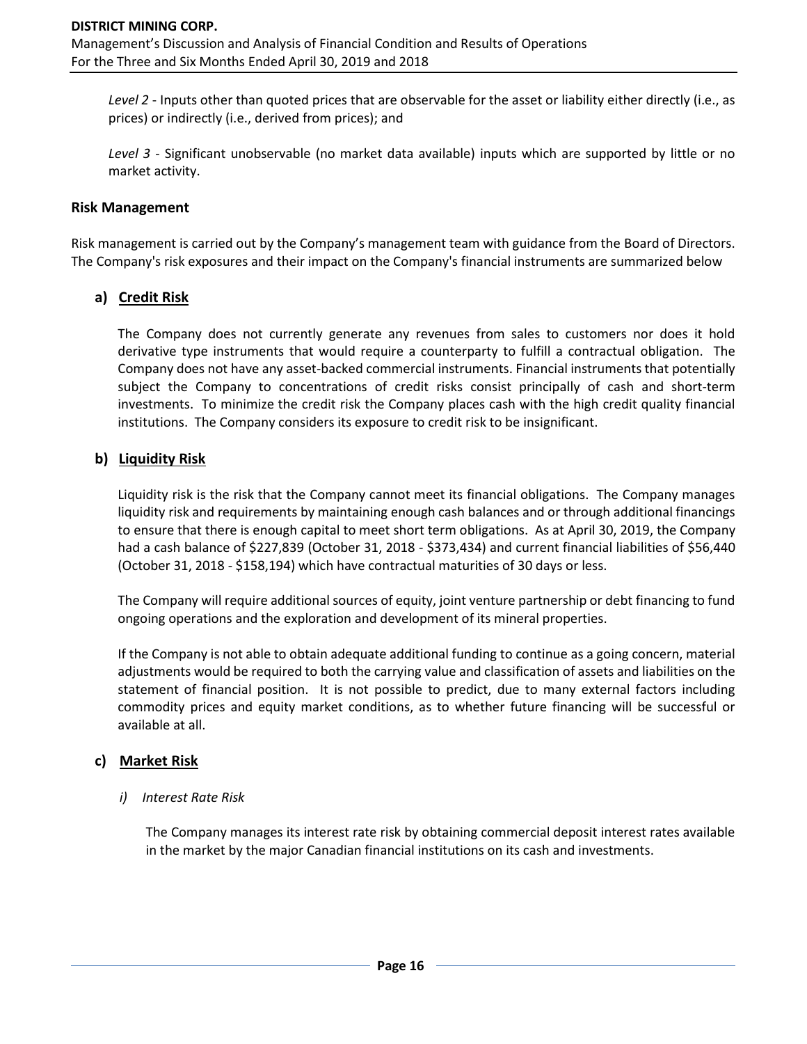*Level 2* - Inputs other than quoted prices that are observable for the asset or liability either directly (i.e., as prices) or indirectly (i.e., derived from prices); and

*Level 3* - Significant unobservable (no market data available) inputs which are supported by little or no market activity.

## Risk Management

Risk management is carried out by the Company's management team with guidance from the Board of Directors. The Company's risk exposures and their impact on the Company's financial instruments are summarized below

### a) Credit Risk

The Company does not currently generate any revenues from sales to customers nor does it hold derivative type instruments that would require a counterparty to fulfill a contractual obligation. The Company does not have any asset-backed commercial instruments. Financial instruments that potentially subject the Company to concentrations of credit risks consist principally of cash and short-term investments. To minimize the credit risk the Company places cash with the high credit quality financial institutions. The Company considers its exposure to credit risk to be insignificant.

### b) Liquidity Risk

Liquidity risk is the risk that the Company cannot meet its financial obligations. The Company manages liquidity risk and requirements by maintaining enough cash balances and or through additional financings to ensure that there is enough capital to meet short term obligations. As at April 30, 2019, the Company had a cash balance of $227,839 (October 31, 2018 - $373,434) and current financial liabilities of $56,440 (October 31, 2018 - $158,194) which have contractual maturities of 30 days or less.

The Company will require additional sources of equity, joint venture partnership or debt financing to fund ongoing operations and the exploration and development of its mineral properties.

If the Company is not able to obtain adequate additional funding to continue as a going concern, material adjustments would be required to both the carrying value and classification of assets and liabilities on the statement of financial position. It is not possible to predict, due to many external factors including commodity prices and equity market conditions, as to whether future financing will be successful or available at all.

### c) Market Risk

*i) Interest Rate Risk*

The Company manages its interest rate risk by obtaining commercial deposit interest rates available in the market by the major Canadian financial institutions on its cash and investments.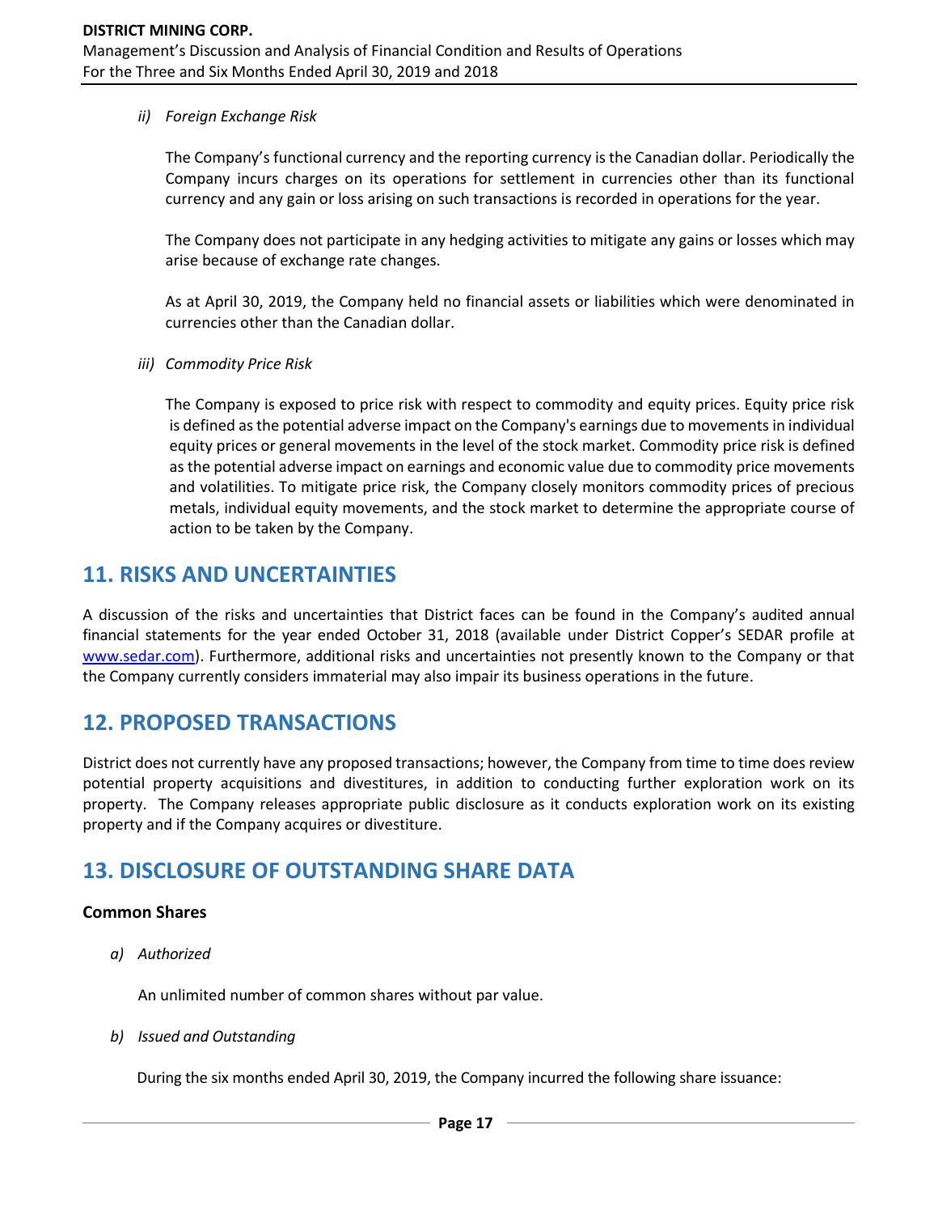*ii) Foreign Exchange Risk*

The Company's functional currency and the reporting currency is the Canadian dollar. Periodically the Company incurs charges on its operations for settlement in currencies other than its functional currency and any gain or loss arising on such transactions is recorded in operations for the year.

The Company does not participate in any hedging activities to mitigate any gains or losses which may arise because of exchange rate changes.

As at April 30, 2019, the Company held no financial assets or liabilities which were denominated in currencies other than the Canadian dollar.

*iii) Commodity Price Risk*

The Company is exposed to price risk with respect to commodity and equity prices. Equity price risk is defined as the potential adverse impact on the Company's earnings due to movements in individual equity prices or general movements in the level of the stock market. Commodity price risk is defined as the potential adverse impact on earnings and economic value due to commodity price movements and volatilities. To mitigate price risk, the Company closely monitors commodity prices of precious metals, individual equity movements, and the stock market to determine the appropriate course of action to be taken by the Company.

## 11. RISKS AND UNCERTAINTIES

A discussion of the risks and uncertainties that District faces can be found in the Company's audited annual financial statements for the year ended October 31, 2018 (available under District Copper's SEDAR profile at [www.sedar.com](http://www.sedar.com)). Furthermore, additional risks and uncertainties not presently known to the Company or that the Company currently considers immaterial may also impair its business operations in the future.

## 12. PROPOSED TRANSACTIONS

District does not currently have any proposed transactions; however, the Company from time to time does review potential property acquisitions and divestitures, in addition to conducting further exploration work on its property. The Company releases appropriate public disclosure as it conducts exploration work on its existing property and if the Company acquires or divestiture.

## 13. DISCLOSURE OF OUTSTANDING SHARE DATA

### Common Shares

*a) Authorized*

An unlimited number of common shares without par value.

*b) Issued and Outstanding*

During the six months ended April 30, 2019, the Company incurred the following share issuance: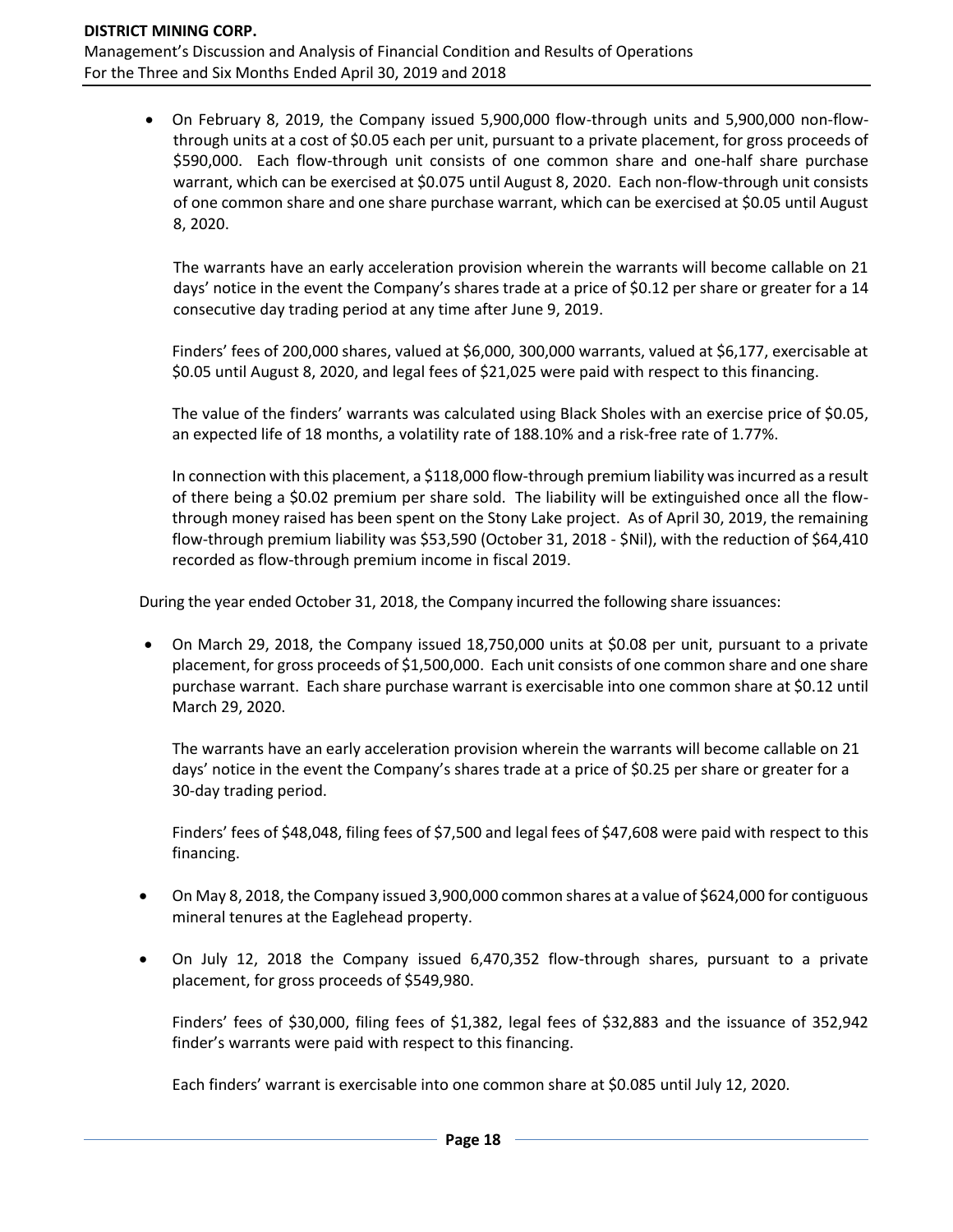- On February 8, 2019, the Company issued 5,900,000 flow-through units and 5,900,000 non-flow-through units at a cost of $0.05 each per unit, pursuant to a private placement, for gross proceeds of $590,000. Each flow-through unit consists of one common share and one-half share purchase warrant, which can be exercised at $0.075 until August 8, 2020. Each non-flow-through unit consists of one common share and one share purchase warrant, which can be exercised at $0.05 until August 8, 2020.

  The warrants have an early acceleration provision wherein the warrants will become callable on 21 days' notice in the event the Company's shares trade at a price of $0.12 per share or greater for a 14 consecutive day trading period at any time after June 9, 2019.

  Finders' fees of 200,000 shares, valued at $6,000, 300,000 warrants, valued at $6,177, exercisable at $0.05 until August 8, 2020, and legal fees of $21,025 were paid with respect to this financing.

  The value of the finders' warrants was calculated using Black Sholes with an exercise price of $0.05, an expected life of 18 months, a volatility rate of 188.10% and a risk-free rate of 1.77%.

  In connection with this placement, a $118,000 flow-through premium liability was incurred as a result of there being a $0.02 premium per share sold. The liability will be extinguished once all the flow-through money raised has been spent on the Stony Lake project. As of April 30, 2019, the remaining flow-through premium liability was $53,590 (October 31, 2018 - $Nil), with the reduction of $64,410 recorded as flow-through premium income in fiscal 2019.

During the year ended October 31, 2018, the Company incurred the following share issuances:

- On March 29, 2018, the Company issued 18,750,000 units at $0.08 per unit, pursuant to a private placement, for gross proceeds of $1,500,000. Each unit consists of one common share and one share purchase warrant. Each share purchase warrant is exercisable into one common share at $0.12 until March 29, 2020.

  The warrants have an early acceleration provision wherein the warrants will become callable on 21 days' notice in the event the Company's shares trade at a price of $0.25 per share or greater for a 30-day trading period.

  Finders' fees of $48,048, filing fees of $7,500 and legal fees of $47,608 were paid with respect to this financing.

- On May 8, 2018, the Company issued 3,900,000 common shares at a value of $624,000 for contiguous mineral tenures at the Eaglehead property.

- On July 12, 2018 the Company issued 6,470,352 flow-through shares, pursuant to a private placement, for gross proceeds of $549,980.

  Finders' fees of $30,000, filing fees of $1,382, legal fees of $32,883 and the issuance of 352,942 finder's warrants were paid with respect to this financing.

  Each finders' warrant is exercisable into one common share at $0.085 until July 12, 2020.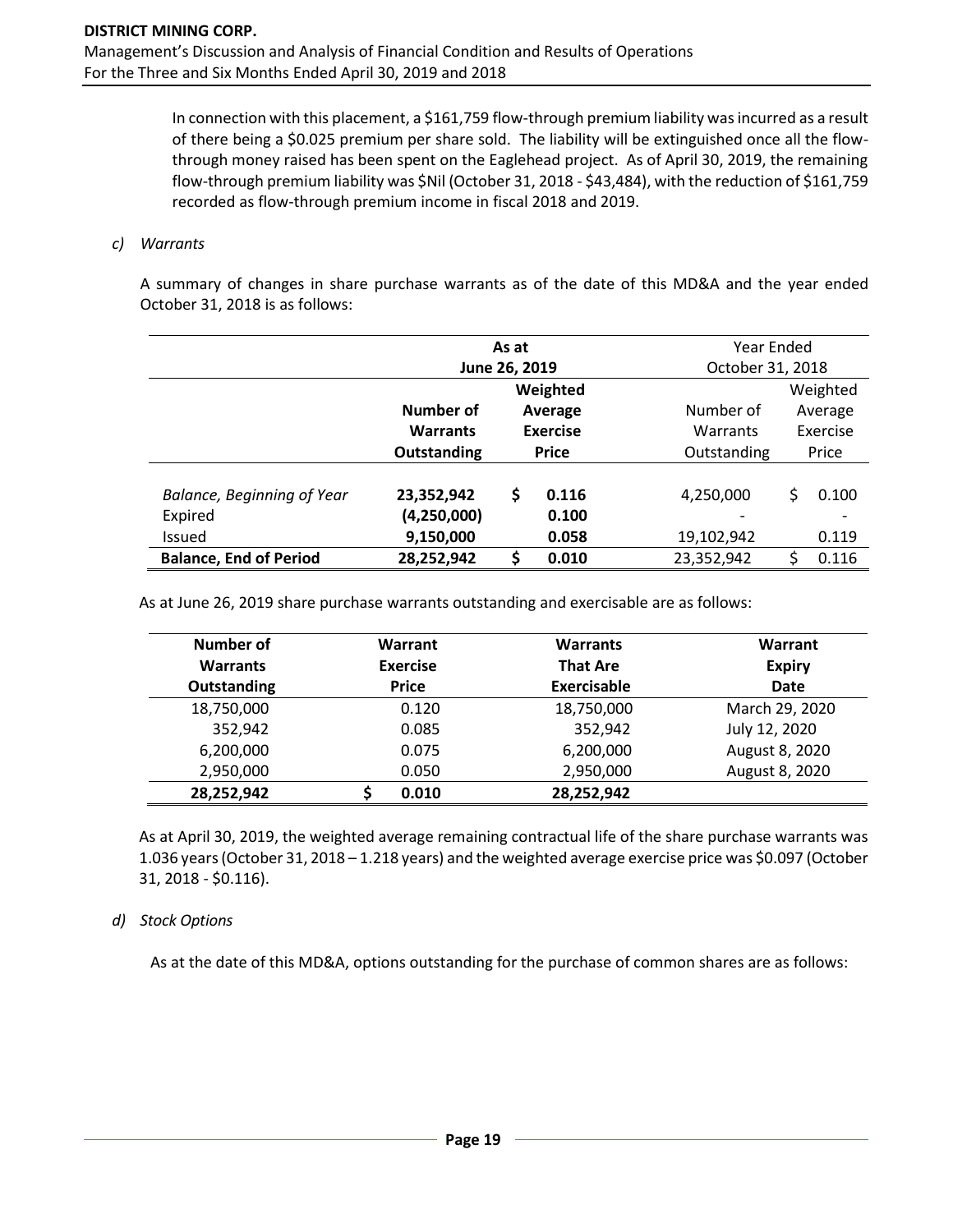In connection with this placement, a $161,759 flow-through premium liability was incurred as a result of there being a $0.025 premium per share sold. The liability will be extinguished once all the flow-through money raised has been spent on the Eaglehead project. As of April 30, 2019, the remaining flow-through premium liability was $Nil (October 31, 2018 - $43,484), with the reduction of $161,759 recorded as flow-through premium income in fiscal 2018 and 2019.

*c) Warrants*

A summary of changes in share purchase warrants as of the date of this MD&A and the year ended October 31, 2018 is as follows:

| | **As at June 26, 2019** | | Year Ended October 31, 2018 | |
|---|---|---|---|---|
| | **Number of Warrants Outstanding** | **Weighted Average Exercise Price** | Number of Warrants Outstanding | Weighted Average Exercise Price |
| *Balance, Beginning of Year* | **23,352,942** | **$ 0.116** | 4,250,000 | $ 0.100 |
| Expired | **(4,250,000)** | **0.100** | - | - |
| Issued | **9,150,000** | **0.058** | 19,102,942 | 0.119 |
| **Balance, End of Period** | **28,252,942** | **$ 0.010** | 23,352,942 | $ 0.116 |

As at June 26, 2019 share purchase warrants outstanding and exercisable are as follows:

| **Number of Warrants Outstanding** | **Warrant Exercise Price** | **Warrants That Are Exercisable** | **Warrant Expiry Date** |
|---|---|---|---|
| 18,750,000 | 0.120 | 18,750,000 | March 29, 2020 |
| 352,942 | 0.085 | 352,942 | July 12, 2020 |
| 6,200,000 | 0.075 | 6,200,000 | August 8, 2020 |
| 2,950,000 | 0.050 | 2,950,000 | August 8, 2020 |
| **28,252,942** | **$ 0.010** | **28,252,942** | |

As at April 30, 2019, the weighted average remaining contractual life of the share purchase warrants was 1.036 years (October 31, 2018 – 1.218 years) and the weighted average exercise price was $0.097 (October 31, 2018 - $0.116).

*d) Stock Options*

As at the date of this MD&A, options outstanding for the purchase of common shares are as follows: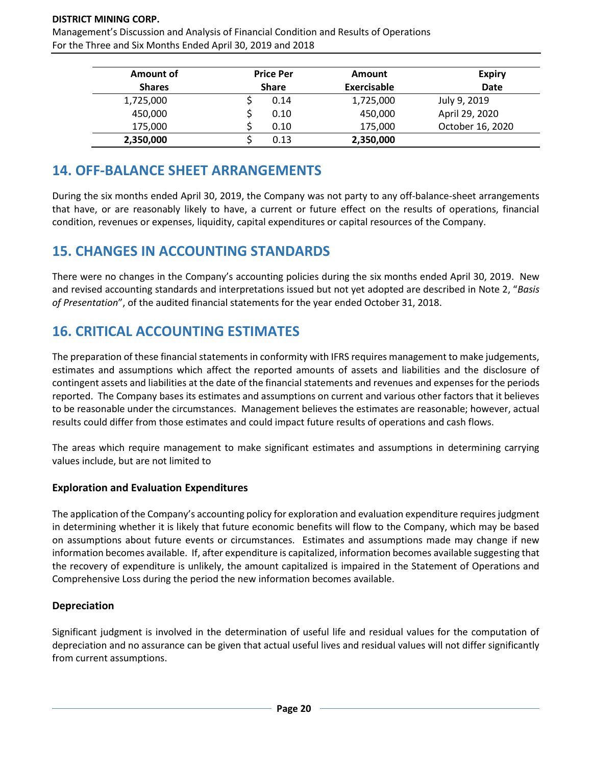| Amount of Shares | Price Per Share | Amount Exercisable | Expiry Date |
|---|---|---|---|
| 1,725,000 | $ 0.14 | 1,725,000 | July 9, 2019 |
| 450,000 | $ 0.10 | 450,000 | April 29, 2020 |
| 175,000 | $ 0.10 | 175,000 | October 16, 2020 |
| **2,350,000** | $ 0.13 | **2,350,000** | |

## 14. OFF-BALANCE SHEET ARRANGEMENTS

During the six months ended April 30, 2019, the Company was not party to any off-balance-sheet arrangements that have, or are reasonably likely to have, a current or future effect on the results of operations, financial condition, revenues or expenses, liquidity, capital expenditures or capital resources of the Company.

## 15. CHANGES IN ACCOUNTING STANDARDS

There were no changes in the Company's accounting policies during the six months ended April 30, 2019. New and revised accounting standards and interpretations issued but not yet adopted are described in Note 2, "*Basis of Presentation*", of the audited financial statements for the year ended October 31, 2018.

## 16. CRITICAL ACCOUNTING ESTIMATES

The preparation of these financial statements in conformity with IFRS requires management to make judgements, estimates and assumptions which affect the reported amounts of assets and liabilities and the disclosure of contingent assets and liabilities at the date of the financial statements and revenues and expenses for the periods reported. The Company bases its estimates and assumptions on current and various other factors that it believes to be reasonable under the circumstances. Management believes the estimates are reasonable; however, actual results could differ from those estimates and could impact future results of operations and cash flows.

The areas which require management to make significant estimates and assumptions in determining carrying values include, but are not limited to

### Exploration and Evaluation Expenditures

The application of the Company's accounting policy for exploration and evaluation expenditure requires judgment in determining whether it is likely that future economic benefits will flow to the Company, which may be based on assumptions about future events or circumstances. Estimates and assumptions made may change if new information becomes available. If, after expenditure is capitalized, information becomes available suggesting that the recovery of expenditure is unlikely, the amount capitalized is impaired in the Statement of Operations and Comprehensive Loss during the period the new information becomes available.

### Depreciation

Significant judgment is involved in the determination of useful life and residual values for the computation of depreciation and no assurance can be given that actual useful lives and residual values will not differ significantly from current assumptions.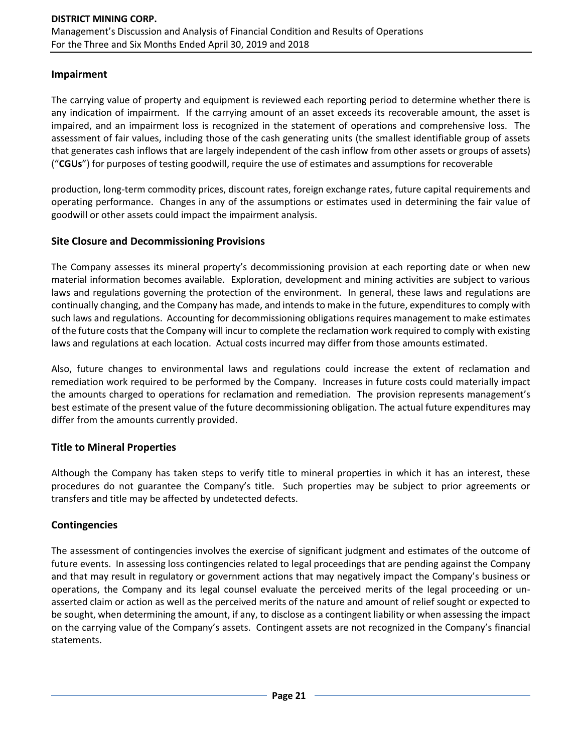## Impairment

The carrying value of property and equipment is reviewed each reporting period to determine whether there is any indication of impairment. If the carrying amount of an asset exceeds its recoverable amount, the asset is impaired, and an impairment loss is recognized in the statement of operations and comprehensive loss. The assessment of fair values, including those of the cash generating units (the smallest identifiable group of assets that generates cash inflows that are largely independent of the cash inflow from other assets or groups of assets) ("**CGUs**") for purposes of testing goodwill, require the use of estimates and assumptions for recoverable production, long-term commodity prices, discount rates, foreign exchange rates, future capital requirements and operating performance. Changes in any of the assumptions or estimates used in determining the fair value of goodwill or other assets could impact the impairment analysis.

## Site Closure and Decommissioning Provisions

The Company assesses its mineral property's decommissioning provision at each reporting date or when new material information becomes available. Exploration, development and mining activities are subject to various laws and regulations governing the protection of the environment. In general, these laws and regulations are continually changing, and the Company has made, and intends to make in the future, expenditures to comply with such laws and regulations. Accounting for decommissioning obligations requires management to make estimates of the future costs that the Company will incur to complete the reclamation work required to comply with existing laws and regulations at each location. Actual costs incurred may differ from those amounts estimated.

Also, future changes to environmental laws and regulations could increase the extent of reclamation and remediation work required to be performed by the Company. Increases in future costs could materially impact the amounts charged to operations for reclamation and remediation. The provision represents management's best estimate of the present value of the future decommissioning obligation. The actual future expenditures may differ from the amounts currently provided.

## Title to Mineral Properties

Although the Company has taken steps to verify title to mineral properties in which it has an interest, these procedures do not guarantee the Company's title. Such properties may be subject to prior agreements or transfers and title may be affected by undetected defects.

## Contingencies

The assessment of contingencies involves the exercise of significant judgment and estimates of the outcome of future events. In assessing loss contingencies related to legal proceedings that are pending against the Company and that may result in regulatory or government actions that may negatively impact the Company's business or operations, the Company and its legal counsel evaluate the perceived merits of the legal proceeding or un-asserted claim or action as well as the perceived merits of the nature and amount of relief sought or expected to be sought, when determining the amount, if any, to disclose as a contingent liability or when assessing the impact on the carrying value of the Company's assets. Contingent assets are not recognized in the Company's financial statements.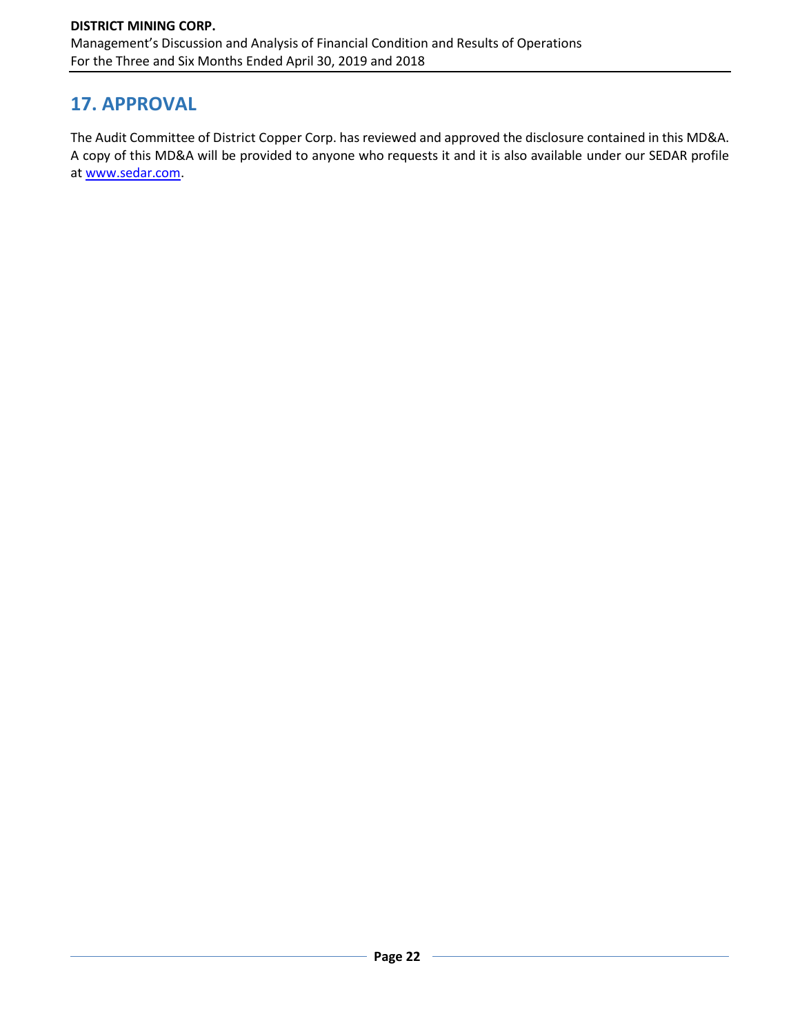## 17. APPROVAL

The Audit Committee of District Copper Corp. has reviewed and approved the disclosure contained in this MD&A. A copy of this MD&A will be provided to anyone who requests it and it is also available under our SEDAR profile at www.sedar.com.